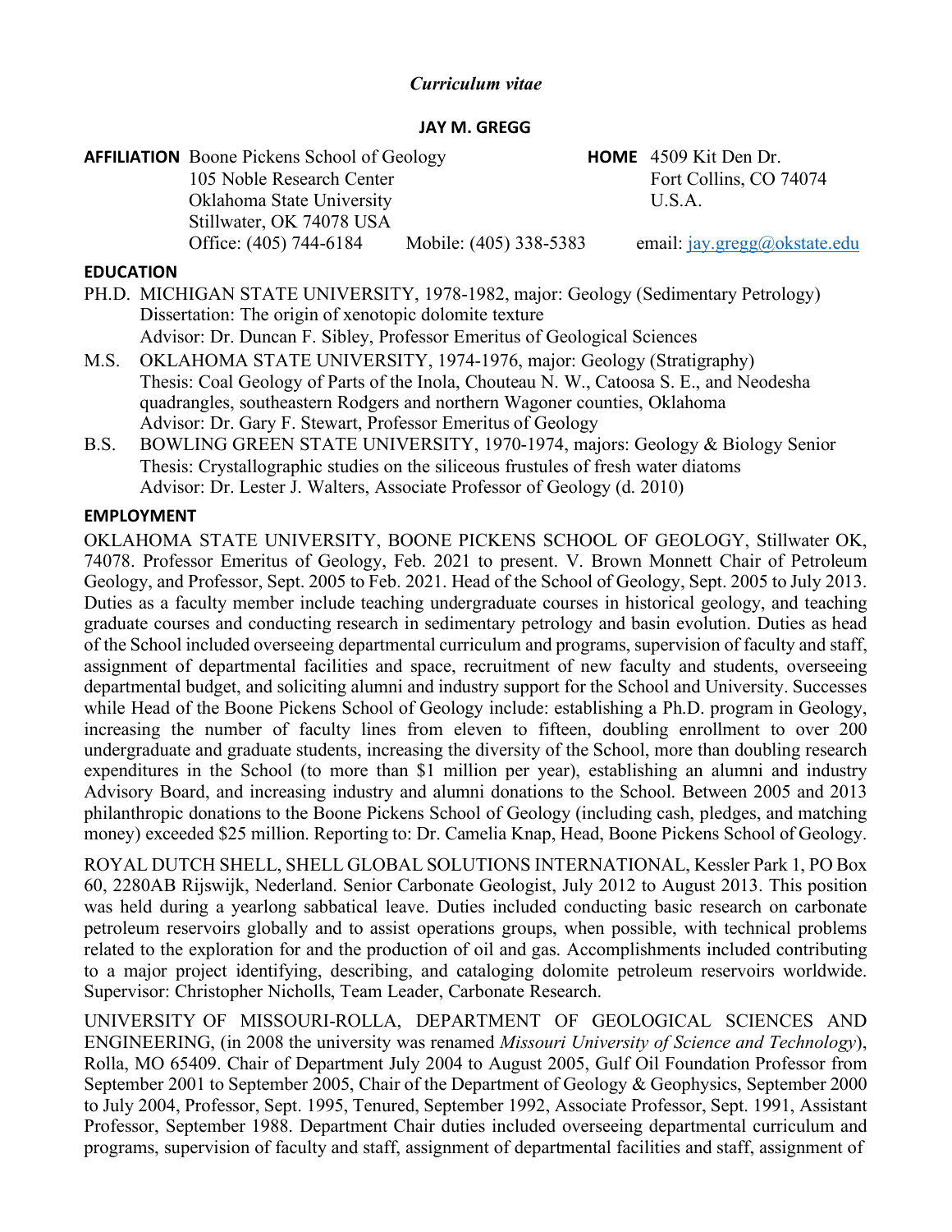*Curriculum vitae*

**JAY M. GREGG**

**AFFILIATION** Boone Pickens School of Geology
105 Noble Research Center
Oklahoma State University
Stillwater, OK 74078 USA
Office: (405) 744-6184 Mobile: (405) 338-5383

**HOME** 4509 Kit Den Dr.
Fort Collins, CO 74074
U.S.A.
email: jay.gregg@okstate.edu

## EDUCATION

PH.D. MICHIGAN STATE UNIVERSITY, 1978-1982, major: Geology (Sedimentary Petrology)
Dissertation: The origin of xenotopic dolomite texture
Advisor: Dr. Duncan F. Sibley, Professor Emeritus of Geological Sciences

M.S. OKLAHOMA STATE UNIVERSITY, 1974-1976, major: Geology (Stratigraphy)
Thesis: Coal Geology of Parts of the Inola, Chouteau N. W., Catoosa S. E., and Neodesha quadrangles, southeastern Rodgers and northern Wagoner counties, Oklahoma
Advisor: Dr. Gary F. Stewart, Professor Emeritus of Geology

B.S. BOWLING GREEN STATE UNIVERSITY, 1970-1974, majors: Geology & Biology Senior
Thesis: Crystallographic studies on the siliceous frustules of fresh water diatoms
Advisor: Dr. Lester J. Walters, Associate Professor of Geology (d. 2010)

## EMPLOYMENT

OKLAHOMA STATE UNIVERSITY, BOONE PICKENS SCHOOL OF GEOLOGY, Stillwater OK, 74078. Professor Emeritus of Geology, Feb. 2021 to present. V. Brown Monnett Chair of Petroleum Geology, and Professor, Sept. 2005 to Feb. 2021. Head of the School of Geology, Sept. 2005 to July 2013. Duties as a faculty member include teaching undergraduate courses in historical geology, and teaching graduate courses and conducting research in sedimentary petrology and basin evolution. Duties as head of the School included overseeing departmental curriculum and programs, supervision of faculty and staff, assignment of departmental facilities and space, recruitment of new faculty and students, overseeing departmental budget, and soliciting alumni and industry support for the School and University. Successes while Head of the Boone Pickens School of Geology include: establishing a Ph.D. program in Geology, increasing the number of faculty lines from eleven to fifteen, doubling enrollment to over 200 undergraduate and graduate students, increasing the diversity of the School, more than doubling research expenditures in the School (to more than $1 million per year), establishing an alumni and industry Advisory Board, and increasing industry and alumni donations to the School. Between 2005 and 2013 philanthropic donations to the Boone Pickens School of Geology (including cash, pledges, and matching money) exceeded $25 million. Reporting to: Dr. Camelia Knap, Head, Boone Pickens School of Geology.

ROYAL DUTCH SHELL, SHELL GLOBAL SOLUTIONS INTERNATIONAL, Kessler Park 1, PO Box 60, 2280AB Rijswijk, Nederland. Senior Carbonate Geologist, July 2012 to August 2013. This position was held during a yearlong sabbatical leave. Duties included conducting basic research on carbonate petroleum reservoirs globally and to assist operations groups, when possible, with technical problems related to the exploration for and the production of oil and gas. Accomplishments included contributing to a major project identifying, describing, and cataloging dolomite petroleum reservoirs worldwide. Supervisor: Christopher Nicholls, Team Leader, Carbonate Research.

UNIVERSITY OF MISSOURI-ROLLA, DEPARTMENT OF GEOLOGICAL SCIENCES AND ENGINEERING, (in 2008 the university was renamed *Missouri University of Science and Technology*), Rolla, MO 65409. Chair of Department July 2004 to August 2005, Gulf Oil Foundation Professor from September 2001 to September 2005, Chair of the Department of Geology & Geophysics, September 2000 to July 2004, Professor, Sept. 1995, Tenured, September 1992, Associate Professor, Sept. 1991, Assistant Professor, September 1988. Department Chair duties included overseeing departmental curriculum and programs, supervision of faculty and staff, assignment of departmental facilities and staff, assignment of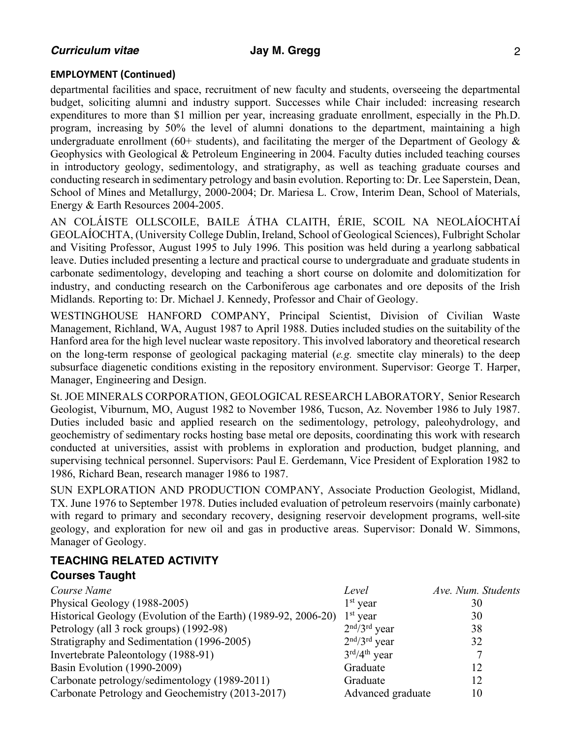## EMPLOYMENT (Continued)

departmental facilities and space, recruitment of new faculty and students, overseeing the departmental budget, soliciting alumni and industry support. Successes while Chair included: increasing research expenditures to more than $1 million per year, increasing graduate enrollment, especially in the Ph.D. program, increasing by 50% the level of alumni donations to the department, maintaining a high undergraduate enrollment (60+ students), and facilitating the merger of the Department of Geology & Geophysics with Geological & Petroleum Engineering in 2004. Faculty duties included teaching courses in introductory geology, sedimentology, and stratigraphy, as well as teaching graduate courses and conducting research in sedimentary petrology and basin evolution. Reporting to: Dr. Lee Saperstein, Dean, School of Mines and Metallurgy, 2000-2004; Dr. Mariesa L. Crow, Interim Dean, School of Materials, Energy & Earth Resources 2004-2005.

AN COLÁISTE OLLSCOILE, BAILE ÁTHA CLAITH, ÉRIE, SCOIL NA NEOLAÍOCHTAÍ GEOLAÍOCHTA, (University College Dublin, Ireland, School of Geological Sciences), Fulbright Scholar and Visiting Professor, August 1995 to July 1996. This position was held during a yearlong sabbatical leave. Duties included presenting a lecture and practical course to undergraduate and graduate students in carbonate sedimentology, developing and teaching a short course on dolomite and dolomitization for industry, and conducting research on the Carboniferous age carbonates and ore deposits of the Irish Midlands. Reporting to: Dr. Michael J. Kennedy, Professor and Chair of Geology.

WESTINGHOUSE HANFORD COMPANY, Principal Scientist, Division of Civilian Waste Management, Richland, WA, August 1987 to April 1988. Duties included studies on the suitability of the Hanford area for the high level nuclear waste repository. This involved laboratory and theoretical research on the long-term response of geological packaging material (*e.g.* smectite clay minerals) to the deep subsurface diagenetic conditions existing in the repository environment. Supervisor: George T. Harper, Manager, Engineering and Design.

St. JOE MINERALS CORPORATION, GEOLOGICAL RESEARCH LABORATORY, Senior Research Geologist, Viburnum, MO, August 1982 to November 1986, Tucson, Az. November 1986 to July 1987. Duties included basic and applied research on the sedimentology, petrology, paleohydrology, and geochemistry of sedimentary rocks hosting base metal ore deposits, coordinating this work with research conducted at universities, assist with problems in exploration and production, budget planning, and supervising technical personnel. Supervisors: Paul E. Gerdemann, Vice President of Exploration 1982 to 1986, Richard Bean, research manager 1986 to 1987.

SUN EXPLORATION AND PRODUCTION COMPANY, Associate Production Geologist, Midland, TX. June 1976 to September 1978. Duties included evaluation of petroleum reservoirs (mainly carbonate) with regard to primary and secondary recovery, designing reservoir development programs, well-site geology, and exploration for new oil and gas in productive areas. Supervisor: Donald W. Simmons, Manager of Geology.

## TEACHING RELATED ACTIVITY

### Courses Taught

| *Course Name* | *Level* | *Ave. Num. Students* |
|---|---|---|
| Physical Geology (1988-2005) | 1st year | 30 |
| Historical Geology (Evolution of the Earth) (1989-92, 2006-20) | 1st year | 30 |
| Petrology (all 3 rock groups) (1992-98) | 2nd/3rd year | 38 |
| Stratigraphy and Sedimentation (1996-2005) | 2nd/3rd year | 32 |
| Invertebrate Paleontology (1988-91) | 3rd/4th year | 7 |
| Basin Evolution (1990-2009) | Graduate | 12 |
| Carbonate petrology/sedimentology (1989-2011) | Graduate | 12 |
| Carbonate Petrology and Geochemistry (2013-2017) | Advanced graduate | 10 |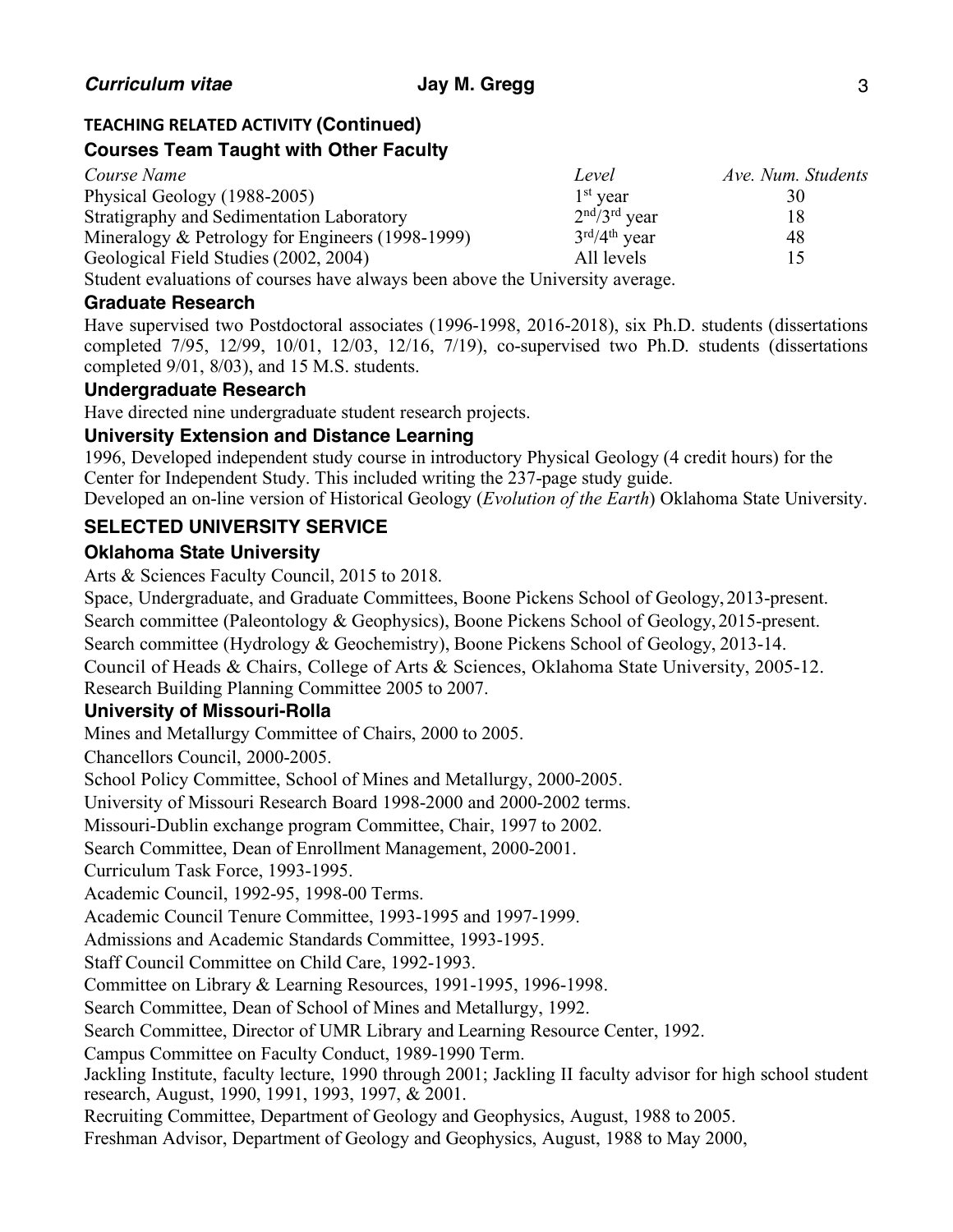## TEACHING RELATED ACTIVITY (Continued)

### Courses Team Taught with Other Faculty

| *Course Name* | *Level* | *Ave. Num. Students* |
|---|---|---|
| Physical Geology (1988-2005) | 1st year | 30 |
| Stratigraphy and Sedimentation Laboratory | 2nd/3rd year | 18 |
| Mineralogy & Petrology for Engineers (1998-1999) | 3rd/4th year | 48 |
| Geological Field Studies (2002, 2004) | All levels | 15 |

Student evaluations of courses have always been above the University average.

### Graduate Research

Have supervised two Postdoctoral associates (1996-1998, 2016-2018), six Ph.D. students (dissertations completed 7/95, 12/99, 10/01, 12/03, 12/16, 7/19), co-supervised two Ph.D. students (dissertations completed 9/01, 8/03), and 15 M.S. students.

### Undergraduate Research

Have directed nine undergraduate student research projects.

### University Extension and Distance Learning

1996, Developed independent study course in introductory Physical Geology (4 credit hours) for the Center for Independent Study. This included writing the 237-page study guide.
Developed an on-line version of Historical Geology (*Evolution of the Earth*) Oklahoma State University.

## SELECTED UNIVERSITY SERVICE

### Oklahoma State University

Arts & Sciences Faculty Council, 2015 to 2018.

Space, Undergraduate, and Graduate Committees, Boone Pickens School of Geology, 2013-present.

Search committee (Paleontology & Geophysics), Boone Pickens School of Geology, 2015-present.

Search committee (Hydrology & Geochemistry), Boone Pickens School of Geology, 2013-14.

Council of Heads & Chairs, College of Arts & Sciences, Oklahoma State University, 2005-12.

Research Building Planning Committee 2005 to 2007.

### University of Missouri-Rolla

Mines and Metallurgy Committee of Chairs, 2000 to 2005.

Chancellors Council, 2000-2005.

School Policy Committee, School of Mines and Metallurgy, 2000-2005.

University of Missouri Research Board 1998-2000 and 2000-2002 terms.

Missouri-Dublin exchange program Committee, Chair, 1997 to 2002.

Search Committee, Dean of Enrollment Management, 2000-2001.

Curriculum Task Force, 1993-1995.

Academic Council, 1992-95, 1998-00 Terms.

Academic Council Tenure Committee, 1993-1995 and 1997-1999.

Admissions and Academic Standards Committee, 1993-1995.

Staff Council Committee on Child Care, 1992-1993.

Committee on Library & Learning Resources, 1991-1995, 1996-1998.

Search Committee, Dean of School of Mines and Metallurgy, 1992.

Search Committee, Director of UMR Library and Learning Resource Center, 1992.

Campus Committee on Faculty Conduct, 1989-1990 Term.

Jackling Institute, faculty lecture, 1990 through 2001; Jackling II faculty advisor for high school student research, August, 1990, 1991, 1993, 1997, & 2001.

Recruiting Committee, Department of Geology and Geophysics, August, 1988 to 2005.

Freshman Advisor, Department of Geology and Geophysics, August, 1988 to May 2000,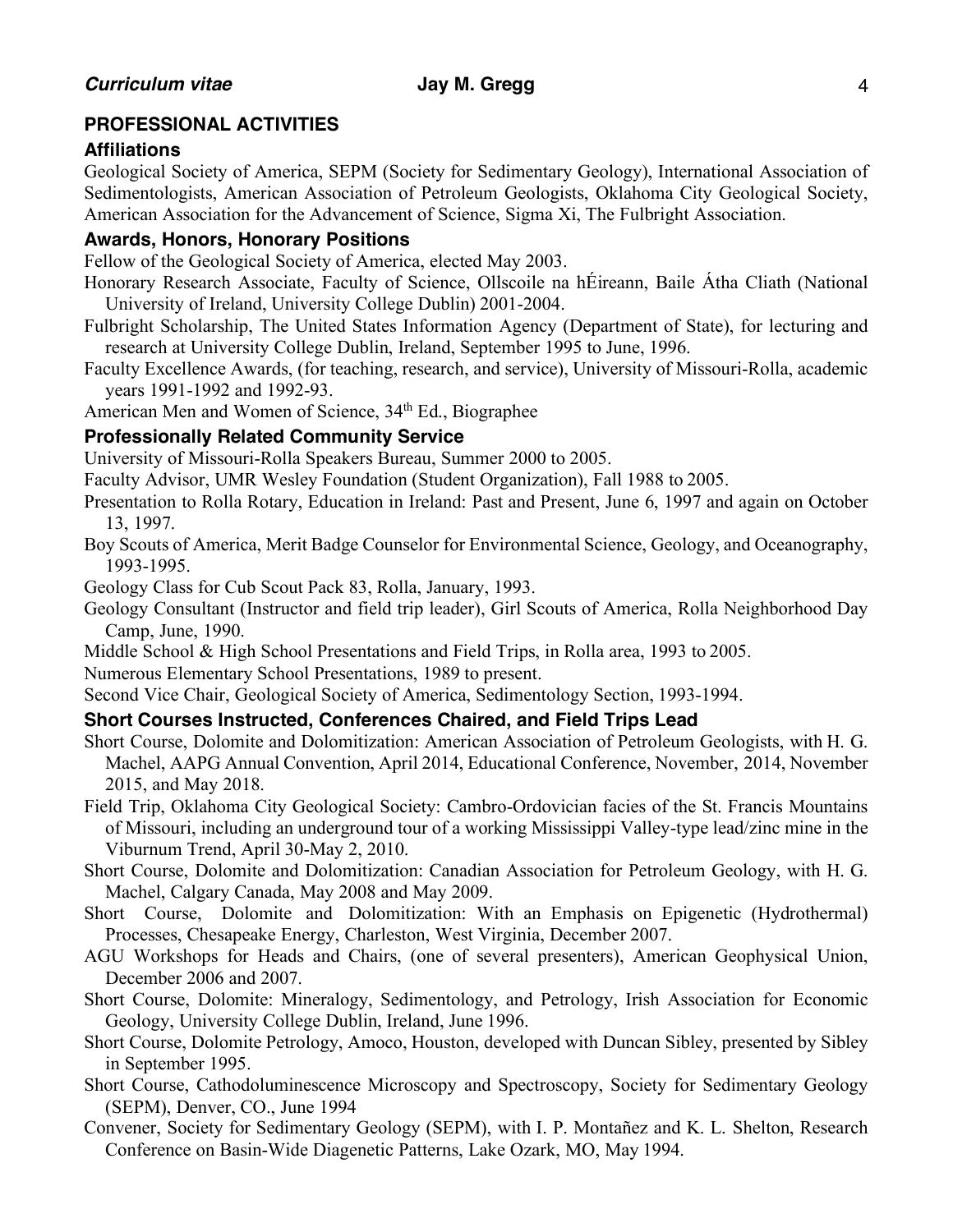## PROFESSIONAL ACTIVITIES

### Affiliations

Geological Society of America, SEPM (Society for Sedimentary Geology), International Association of Sedimentologists, American Association of Petroleum Geologists, Oklahoma City Geological Society, American Association for the Advancement of Science, Sigma Xi, The Fulbright Association.

### Awards, Honors, Honorary Positions

Fellow of the Geological Society of America, elected May 2003.

Honorary Research Associate, Faculty of Science, Ollscoile na hÉireann, Baile Átha Cliath (National University of Ireland, University College Dublin) 2001-2004.

Fulbright Scholarship, The United States Information Agency (Department of State), for lecturing and research at University College Dublin, Ireland, September 1995 to June, 1996.

Faculty Excellence Awards, (for teaching, research, and service), University of Missouri-Rolla, academic years 1991-1992 and 1992-93.

American Men and Women of Science, 34th Ed., Biographee

### Professionally Related Community Service

University of Missouri-Rolla Speakers Bureau, Summer 2000 to 2005.

Faculty Advisor, UMR Wesley Foundation (Student Organization), Fall 1988 to 2005.

Presentation to Rolla Rotary, Education in Ireland: Past and Present, June 6, 1997 and again on October 13, 1997.

Boy Scouts of America, Merit Badge Counselor for Environmental Science, Geology, and Oceanography, 1993-1995.

Geology Class for Cub Scout Pack 83, Rolla, January, 1993.

Geology Consultant (Instructor and field trip leader), Girl Scouts of America, Rolla Neighborhood Day Camp, June, 1990.

Middle School & High School Presentations and Field Trips, in Rolla area, 1993 to 2005.

Numerous Elementary School Presentations, 1989 to present.

Second Vice Chair, Geological Society of America, Sedimentology Section, 1993-1994.

### Short Courses Instructed, Conferences Chaired, and Field Trips Lead

Short Course, Dolomite and Dolomitization: American Association of Petroleum Geologists, with H. G. Machel, AAPG Annual Convention, April 2014, Educational Conference, November, 2014, November 2015, and May 2018.

Field Trip, Oklahoma City Geological Society: Cambro-Ordovician facies of the St. Francis Mountains of Missouri, including an underground tour of a working Mississippi Valley-type lead/zinc mine in the Viburnum Trend, April 30-May 2, 2010.

Short Course, Dolomite and Dolomitization: Canadian Association for Petroleum Geology, with H. G. Machel, Calgary Canada, May 2008 and May 2009.

Short Course, Dolomite and Dolomitization: With an Emphasis on Epigenetic (Hydrothermal) Processes, Chesapeake Energy, Charleston, West Virginia, December 2007.

AGU Workshops for Heads and Chairs, (one of several presenters), American Geophysical Union, December 2006 and 2007.

Short Course, Dolomite: Mineralogy, Sedimentology, and Petrology, Irish Association for Economic Geology, University College Dublin, Ireland, June 1996.

Short Course, Dolomite Petrology, Amoco, Houston, developed with Duncan Sibley, presented by Sibley in September 1995.

Short Course, Cathodoluminescence Microscopy and Spectroscopy, Society for Sedimentary Geology (SEPM), Denver, CO., June 1994

Convener, Society for Sedimentary Geology (SEPM), with I. P. Montañez and K. L. Shelton, Research Conference on Basin-Wide Diagenetic Patterns, Lake Ozark, MO, May 1994.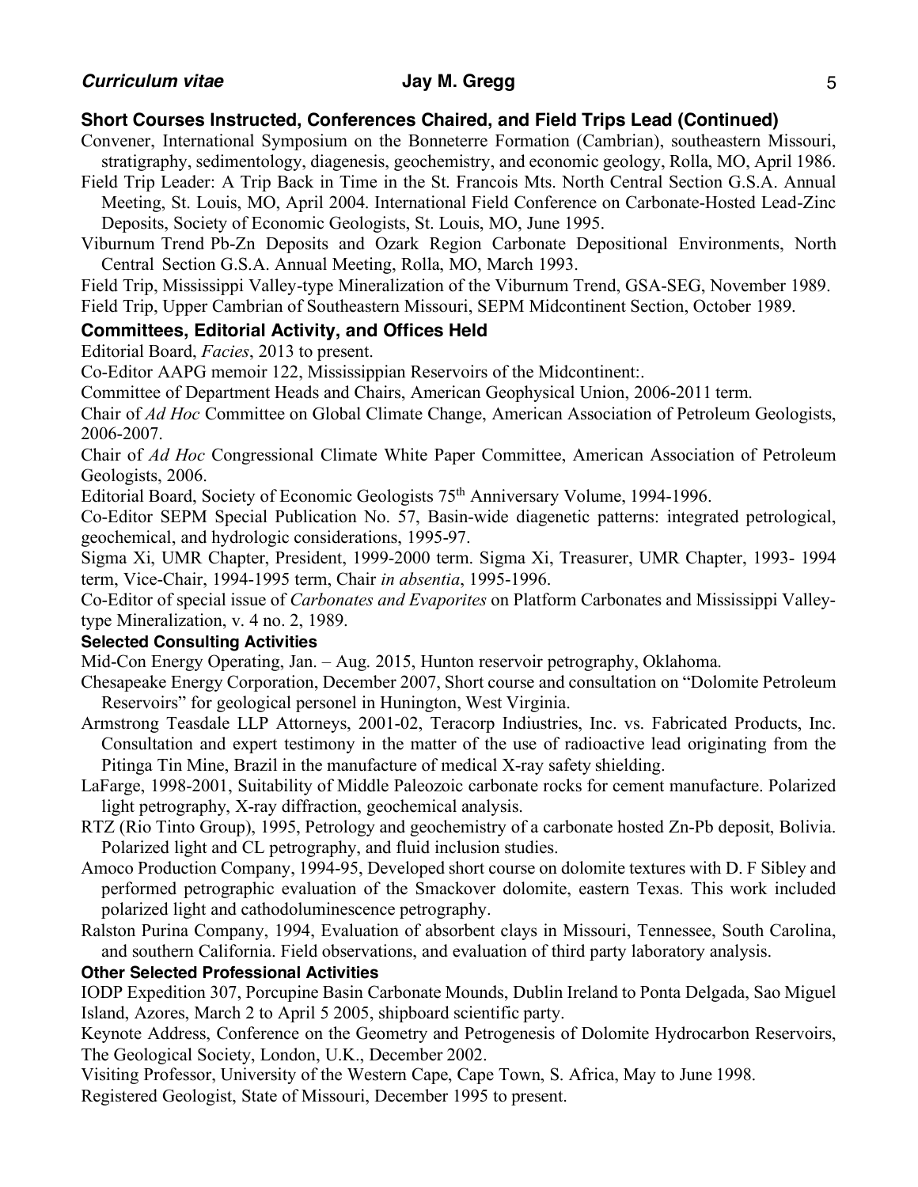## Short Courses Instructed, Conferences Chaired, and Field Trips Lead (Continued)

Convener, International Symposium on the Bonneterre Formation (Cambrian), southeastern Missouri, stratigraphy, sedimentology, diagenesis, geochemistry, and economic geology, Rolla, MO, April 1986.

Field Trip Leader: A Trip Back in Time in the St. Francois Mts. North Central Section G.S.A. Annual Meeting, St. Louis, MO, April 2004. International Field Conference on Carbonate-Hosted Lead-Zinc Deposits, Society of Economic Geologists, St. Louis, MO, June 1995.

Viburnum Trend Pb-Zn Deposits and Ozark Region Carbonate Depositional Environments, North Central Section G.S.A. Annual Meeting, Rolla, MO, March 1993.

Field Trip, Mississippi Valley-type Mineralization of the Viburnum Trend, GSA-SEG, November 1989.

Field Trip, Upper Cambrian of Southeastern Missouri, SEPM Midcontinent Section, October 1989.

## Committees, Editorial Activity, and Offices Held

Editorial Board, *Facies*, 2013 to present.

Co-Editor AAPG memoir 122, Mississippian Reservoirs of the Midcontinent:.

Committee of Department Heads and Chairs, American Geophysical Union, 2006-2011 term.

Chair of *Ad Hoc* Committee on Global Climate Change, American Association of Petroleum Geologists, 2006-2007.

Chair of *Ad Hoc* Congressional Climate White Paper Committee, American Association of Petroleum Geologists, 2006.

Editorial Board, Society of Economic Geologists 75th Anniversary Volume, 1994-1996.

Co-Editor SEPM Special Publication No. 57, Basin-wide diagenetic patterns: integrated petrological, geochemical, and hydrologic considerations, 1995-97.

Sigma Xi, UMR Chapter, President, 1999-2000 term. Sigma Xi, Treasurer, UMR Chapter, 1993- 1994 term, Vice-Chair, 1994-1995 term, Chair *in absentia*, 1995-1996.

Co-Editor of special issue of *Carbonates and Evaporites* on Platform Carbonates and Mississippi Valley-type Mineralization, v. 4 no. 2, 1989.

### Selected Consulting Activities

Mid-Con Energy Operating, Jan. – Aug. 2015, Hunton reservoir petrography, Oklahoma.

Chesapeake Energy Corporation, December 2007, Short course and consultation on "Dolomite Petroleum Reservoirs" for geological personel in Hunington, West Virginia.

Armstrong Teasdale LLP Attorneys, 2001-02, Teracorp Indiustries, Inc. vs. Fabricated Products, Inc. Consultation and expert testimony in the matter of the use of radioactive lead originating from the Pitinga Tin Mine, Brazil in the manufacture of medical X-ray safety shielding.

LaFarge, 1998-2001, Suitability of Middle Paleozoic carbonate rocks for cement manufacture. Polarized light petrography, X-ray diffraction, geochemical analysis.

RTZ (Rio Tinto Group), 1995, Petrology and geochemistry of a carbonate hosted Zn-Pb deposit, Bolivia. Polarized light and CL petrography, and fluid inclusion studies.

Amoco Production Company, 1994-95, Developed short course on dolomite textures with D. F Sibley and performed petrographic evaluation of the Smackover dolomite, eastern Texas. This work included polarized light and cathodoluminescence petrography.

Ralston Purina Company, 1994, Evaluation of absorbent clays in Missouri, Tennessee, South Carolina, and southern California. Field observations, and evaluation of third party laboratory analysis.

### Other Selected Professional Activities

IODP Expedition 307, Porcupine Basin Carbonate Mounds, Dublin Ireland to Ponta Delgada, Sao Miguel Island, Azores, March 2 to April 5 2005, shipboard scientific party.

Keynote Address, Conference on the Geometry and Petrogenesis of Dolomite Hydrocarbon Reservoirs, The Geological Society, London, U.K., December 2002.

Visiting Professor, University of the Western Cape, Cape Town, S. Africa, May to June 1998.

Registered Geologist, State of Missouri, December 1995 to present.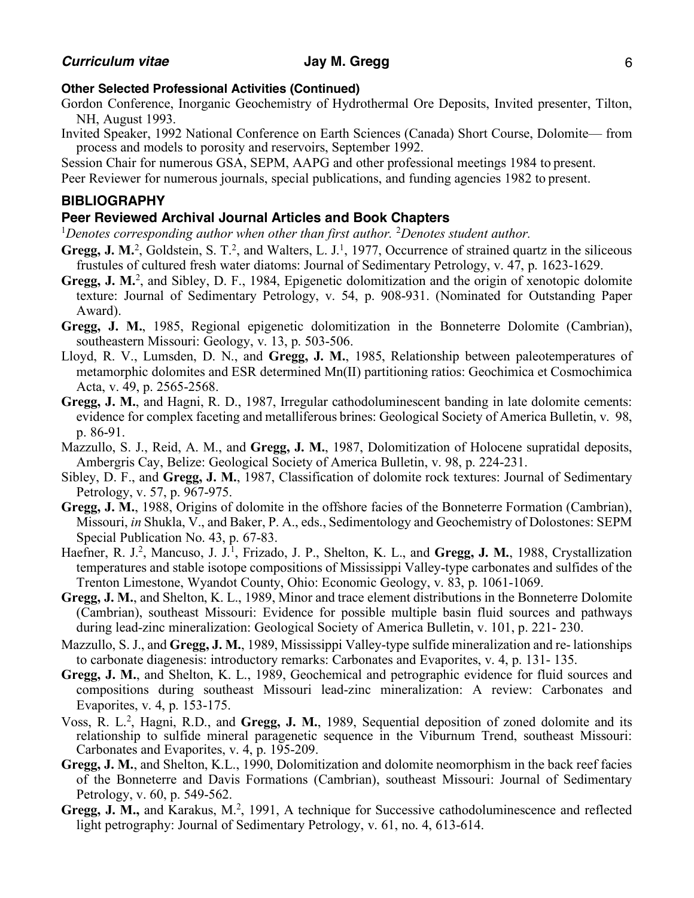### Other Selected Professional Activities (Continued)

Gordon Conference, Inorganic Geochemistry of Hydrothermal Ore Deposits, Invited presenter, Tilton, NH, August 1993.

Invited Speaker, 1992 National Conference on Earth Sciences (Canada) Short Course, Dolomite— from process and models to porosity and reservoirs, September 1992.

Session Chair for numerous GSA, SEPM, AAPG and other professional meetings 1984 to present.

Peer Reviewer for numerous journals, special publications, and funding agencies 1982 to present.

## BIBLIOGRAPHY

### Peer Reviewed Archival Journal Articles and Book Chapters

[1]*Denotes corresponding author when other than first author.* [2]*Denotes student author.*

**Gregg, J. M.**[2], Goldstein, S. T.[2], and Walters, L. J.[1], 1977, Occurrence of strained quartz in the siliceous frustules of cultured fresh water diatoms: Journal of Sedimentary Petrology, v. 47, p. 1623-1629.

**Gregg, J. M.**[2], and Sibley, D. F., 1984, Epigenetic dolomitization and the origin of xenotopic dolomite texture: Journal of Sedimentary Petrology, v. 54, p. 908-931. (Nominated for Outstanding Paper Award).

**Gregg, J. M.**, 1985, Regional epigenetic dolomitization in the Bonneterre Dolomite (Cambrian), southeastern Missouri: Geology, v. 13, p. 503-506.

Lloyd, R. V., Lumsden, D. N., and **Gregg, J. M.**, 1985, Relationship between paleotemperatures of metamorphic dolomites and ESR determined Mn(II) partitioning ratios: Geochimica et Cosmochimica Acta, v. 49, p. 2565-2568.

**Gregg, J. M.**, and Hagni, R. D., 1987, Irregular cathodoluminescent banding in late dolomite cements: evidence for complex faceting and metalliferous brines: Geological Society of America Bulletin, v. 98, p. 86-91.

Mazzullo, S. J., Reid, A. M., and **Gregg, J. M.**, 1987, Dolomitization of Holocene supratidal deposits, Ambergris Cay, Belize: Geological Society of America Bulletin, v. 98, p. 224-231.

Sibley, D. F., and **Gregg, J. M.**, 1987, Classification of dolomite rock textures: Journal of Sedimentary Petrology, v. 57, p. 967-975.

**Gregg, J. M.**, 1988, Origins of dolomite in the offshore facies of the Bonneterre Formation (Cambrian), Missouri, *in* Shukla, V., and Baker, P. A., eds., Sedimentology and Geochemistry of Dolostones: SEPM Special Publication No. 43, p. 67-83.

Haefner, R. J.[2], Mancuso, J. J.[1], Frizado, J. P., Shelton, K. L., and **Gregg, J. M.**, 1988, Crystallization temperatures and stable isotope compositions of Mississippi Valley-type carbonates and sulfides of the Trenton Limestone, Wyandot County, Ohio: Economic Geology, v. 83, p. 1061-1069.

**Gregg, J. M.**, and Shelton, K. L., 1989, Minor and trace element distributions in the Bonneterre Dolomite (Cambrian), southeast Missouri: Evidence for possible multiple basin fluid sources and pathways during lead-zinc mineralization: Geological Society of America Bulletin, v. 101, p. 221- 230.

Mazzullo, S. J., and **Gregg, J. M.**, 1989, Mississippi Valley-type sulfide mineralization and re- lationships to carbonate diagenesis: introductory remarks: Carbonates and Evaporites, v. 4, p. 131- 135.

**Gregg, J. M.**, and Shelton, K. L., 1989, Geochemical and petrographic evidence for fluid sources and compositions during southeast Missouri lead-zinc mineralization: A review: Carbonates and Evaporites, v. 4, p. 153-175.

Voss, R. L.[2], Hagni, R.D., and **Gregg, J. M.**, 1989, Sequential deposition of zoned dolomite and its relationship to sulfide mineral paragenetic sequence in the Viburnum Trend, southeast Missouri: Carbonates and Evaporites, v. 4, p. 195-209.

**Gregg, J. M.**, and Shelton, K.L., 1990, Dolomitization and dolomite neomorphism in the back reef facies of the Bonneterre and Davis Formations (Cambrian), southeast Missouri: Journal of Sedimentary Petrology, v. 60, p. 549-562.

**Gregg, J. M.,** and Karakus, M.[2], 1991, A technique for Successive cathodoluminescence and reflected light petrography: Journal of Sedimentary Petrology, v. 61, no. 4, 613-614.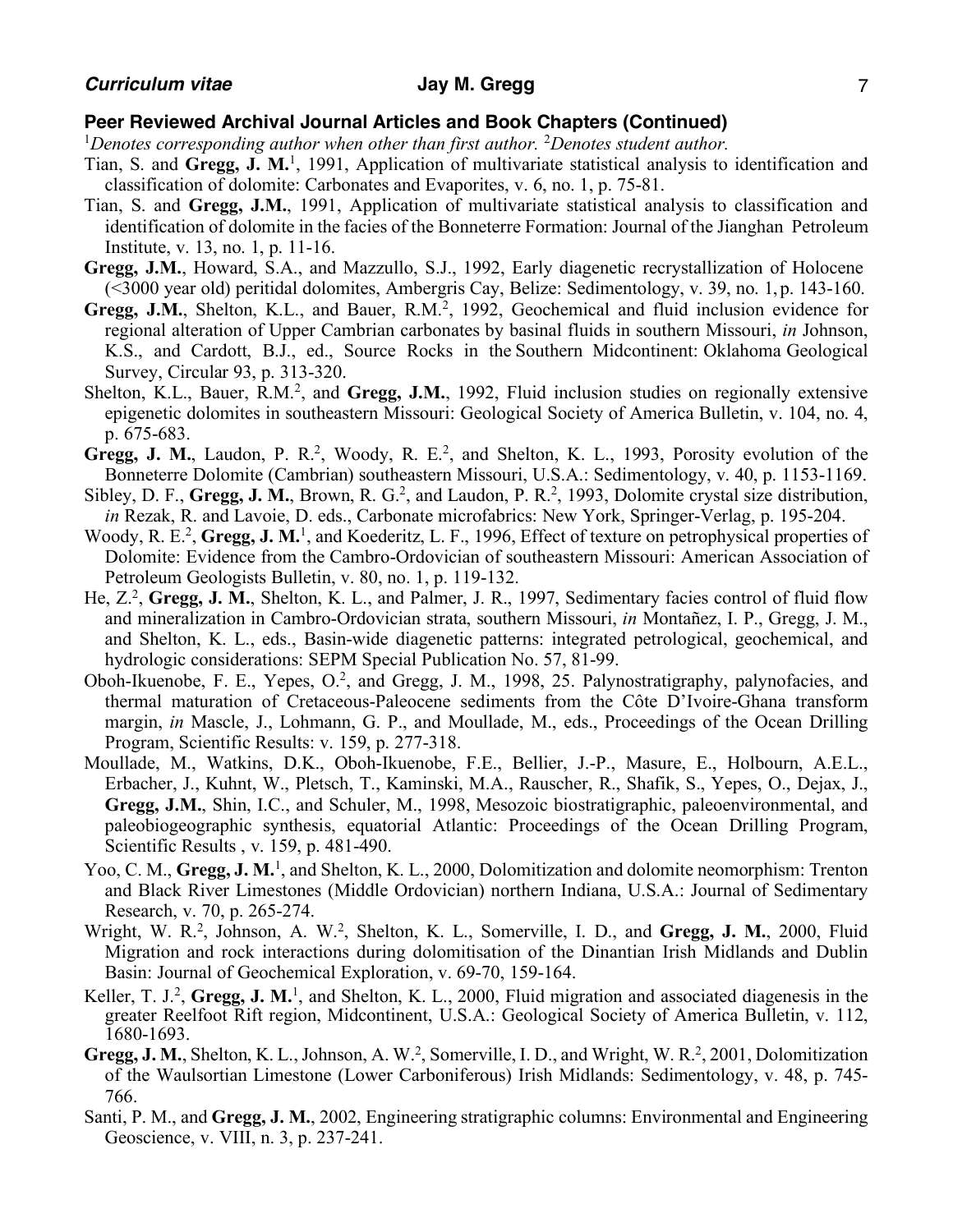## Peer Reviewed Archival Journal Articles and Book Chapters (Continued)

[1]*Denotes corresponding author when other than first author.* [2]*Denotes student author.*

Tian, S. and **Gregg, J. M.**[1], 1991, Application of multivariate statistical analysis to identification and classification of dolomite: Carbonates and Evaporites, v. 6, no. 1, p. 75-81.

Tian, S. and **Gregg, J.M.**, 1991, Application of multivariate statistical analysis to classification and identification of dolomite in the facies of the Bonneterre Formation: Journal of the Jianghan Petroleum Institute, v. 13, no. 1, p. 11-16.

**Gregg, J.M.**, Howard, S.A., and Mazzullo, S.J., 1992, Early diagenetic recrystallization of Holocene (<3000 year old) peritidal dolomites, Ambergris Cay, Belize: Sedimentology, v. 39, no. 1, p. 143-160.

**Gregg, J.M.**, Shelton, K.L., and Bauer, R.M.[2], 1992, Geochemical and fluid inclusion evidence for regional alteration of Upper Cambrian carbonates by basinal fluids in southern Missouri, *in* Johnson, K.S., and Cardott, B.J., ed., Source Rocks in the Southern Midcontinent: Oklahoma Geological Survey, Circular 93, p. 313-320.

Shelton, K.L., Bauer, R.M.[2], and **Gregg, J.M.**, 1992, Fluid inclusion studies on regionally extensive epigenetic dolomites in southeastern Missouri: Geological Society of America Bulletin, v. 104, no. 4, p. 675-683.

**Gregg, J. M.**, Laudon, P. R.[2], Woody, R. E.[2], and Shelton, K. L., 1993, Porosity evolution of the Bonneterre Dolomite (Cambrian) southeastern Missouri, U.S.A.: Sedimentology, v. 40, p. 1153-1169.

Sibley, D. F., **Gregg, J. M.**, Brown, R. G.[2], and Laudon, P. R.[2], 1993, Dolomite crystal size distribution, *in* Rezak, R. and Lavoie, D. eds., Carbonate microfabrics: New York, Springer-Verlag, p. 195-204.

Woody, R. E.[2], **Gregg, J. M.**[1], and Koederitz, L. F., 1996, Effect of texture on petrophysical properties of Dolomite: Evidence from the Cambro-Ordovician of southeastern Missouri: American Association of Petroleum Geologists Bulletin, v. 80, no. 1, p. 119-132.

He, Z.[2], **Gregg, J. M.**, Shelton, K. L., and Palmer, J. R., 1997, Sedimentary facies control of fluid flow and mineralization in Cambro-Ordovician strata, southern Missouri, *in* Montañez, I. P., Gregg, J. M., and Shelton, K. L., eds., Basin-wide diagenetic patterns: integrated petrological, geochemical, and hydrologic considerations: SEPM Special Publication No. 57, 81-99.

Oboh-Ikuenobe, F. E., Yepes, O.[2], and Gregg, J. M., 1998, 25. Palynostratigraphy, palynofacies, and thermal maturation of Cretaceous-Paleocene sediments from the Côte D'Ivoire-Ghana transform margin, *in* Mascle, J., Lohmann, G. P., and Moullade, M., eds., Proceedings of the Ocean Drilling Program, Scientific Results: v. 159, p. 277-318.

Moullade, M., Watkins, D.K., Oboh-Ikuenobe, F.E., Bellier, J.-P., Masure, E., Holbourn, A.E.L., Erbacher, J., Kuhnt, W., Pletsch, T., Kaminski, M.A., Rauscher, R., Shafik, S., Yepes, O., Dejax, J., **Gregg, J.M.**, Shin, I.C., and Schuler, M., 1998, Mesozoic biostratigraphic, paleoenvironmental, and paleobiogeographic synthesis, equatorial Atlantic: Proceedings of the Ocean Drilling Program, Scientific Results , v. 159, p. 481-490.

Yoo, C. M., **Gregg, J. M.**[1], and Shelton, K. L., 2000, Dolomitization and dolomite neomorphism: Trenton and Black River Limestones (Middle Ordovician) northern Indiana, U.S.A.: Journal of Sedimentary Research, v. 70, p. 265-274.

Wright, W. R.[2], Johnson, A. W.[2], Shelton, K. L., Somerville, I. D., and **Gregg, J. M.**, 2000, Fluid Migration and rock interactions during dolomitisation of the Dinantian Irish Midlands and Dublin Basin: Journal of Geochemical Exploration, v. 69-70, 159-164.

Keller, T. J.[2], **Gregg, J. M.**[1], and Shelton, K. L., 2000, Fluid migration and associated diagenesis in the greater Reelfoot Rift region, Midcontinent, U.S.A.: Geological Society of America Bulletin, v. 112, 1680-1693.

**Gregg, J. M.**, Shelton, K. L., Johnson, A. W.[2], Somerville, I. D., and Wright, W. R.[2], 2001, Dolomitization of the Waulsortian Limestone (Lower Carboniferous) Irish Midlands: Sedimentology, v. 48, p. 745-766.

Santi, P. M., and **Gregg, J. M.**, 2002, Engineering stratigraphic columns: Environmental and Engineering Geoscience, v. VIII, n. 3, p. 237-241.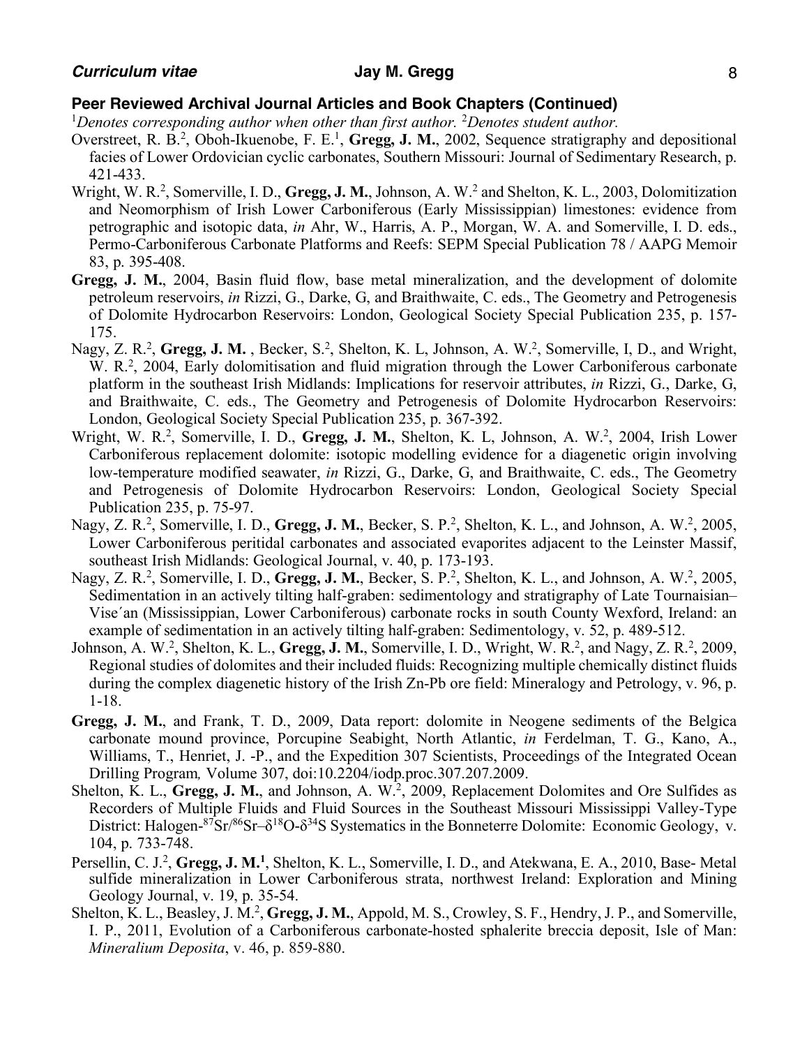## Peer Reviewed Archival Journal Articles and Book Chapters (Continued)

[1]*Denotes corresponding author when other than first author.* [2]*Denotes student author.*

Overstreet, R. B.[2], Oboh-Ikuenobe, F. E.[1], **Gregg, J. M.**, 2002, Sequence stratigraphy and depositional facies of Lower Ordovician cyclic carbonates, Southern Missouri: Journal of Sedimentary Research, p. 421-433.

Wright, W. R.[2], Somerville, I. D., **Gregg, J. M.**, Johnson, A. W.[2] and Shelton, K. L., 2003, Dolomitization and Neomorphism of Irish Lower Carboniferous (Early Mississippian) limestones: evidence from petrographic and isotopic data, *in* Ahr, W., Harris, A. P., Morgan, W. A. and Somerville, I. D. eds., Permo-Carboniferous Carbonate Platforms and Reefs: SEPM Special Publication 78 / AAPG Memoir 83, p. 395-408.

**Gregg, J. M.**, 2004, Basin fluid flow, base metal mineralization, and the development of dolomite petroleum reservoirs, *in* Rizzi, G., Darke, G, and Braithwaite, C. eds., The Geometry and Petrogenesis of Dolomite Hydrocarbon Reservoirs: London, Geological Society Special Publication 235, p. 157-175.

Nagy, Z. R.[2], **Gregg, J. M.** , Becker, S.[2], Shelton, K. L, Johnson, A. W.[2], Somerville, I, D., and Wright, W. R.[2], 2004, Early dolomitisation and fluid migration through the Lower Carboniferous carbonate platform in the southeast Irish Midlands: Implications for reservoir attributes, *in* Rizzi, G., Darke, G, and Braithwaite, C. eds., The Geometry and Petrogenesis of Dolomite Hydrocarbon Reservoirs: London, Geological Society Special Publication 235, p. 367-392.

Wright, W. R.[2], Somerville, I. D., **Gregg, J. M.**, Shelton, K. L, Johnson, A. W.[2], 2004, Irish Lower Carboniferous replacement dolomite: isotopic modelling evidence for a diagenetic origin involving low-temperature modified seawater, *in* Rizzi, G., Darke, G, and Braithwaite, C. eds., The Geometry and Petrogenesis of Dolomite Hydrocarbon Reservoirs: London, Geological Society Special Publication 235, p. 75-97.

Nagy, Z. R.[2], Somerville, I. D., **Gregg, J. M.**, Becker, S. P.[2], Shelton, K. L., and Johnson, A. W.[2], 2005, Lower Carboniferous peritidal carbonates and associated evaporites adjacent to the Leinster Massif, southeast Irish Midlands: Geological Journal, v. 40, p. 173-193.

Nagy, Z. R.[2], Somerville, I. D., **Gregg, J. M.**, Becker, S. P.[2], Shelton, K. L., and Johnson, A. W.[2], 2005, Sedimentation in an actively tilting half-graben: sedimentology and stratigraphy of Late Tournaisian–Vise´an (Mississippian, Lower Carboniferous) carbonate rocks in south County Wexford, Ireland: an example of sedimentation in an actively tilting half-graben: Sedimentology, v. 52, p. 489-512.

Johnson, A. W.[2], Shelton, K. L., **Gregg, J. M.**, Somerville, I. D., Wright, W. R.[2], and Nagy, Z. R.[2], 2009, Regional studies of dolomites and their included fluids: Recognizing multiple chemically distinct fluids during the complex diagenetic history of the Irish Zn-Pb ore field: Mineralogy and Petrology, v. 96, p. 1-18.

**Gregg, J. M.**, and Frank, T. D., 2009, Data report: dolomite in Neogene sediments of the Belgica carbonate mound province, Porcupine Seabight, North Atlantic, *in* Ferdelman, T. G., Kano, A., Williams, T., Henriet, J. -P., and the Expedition 307 Scientists, Proceedings of the Integrated Ocean Drilling Program*,* Volume 307, doi:10.2204/iodp.proc.307.207.2009.

Shelton, K. L., **Gregg, J. M.**, and Johnson, A. W.[2], 2009, Replacement Dolomites and Ore Sulfides as Recorders of Multiple Fluids and Fluid Sources in the Southeast Missouri Mississippi Valley-Type District: Halogen-$^{87}Sr/^{86}Sr$–$\delta^{18}O$-$\delta^{34}S$ Systematics in the Bonneterre Dolomite: Economic Geology, v. 104, p. 733-748.

Persellin, C. J.[2], **Gregg, J. M.[1]**, Shelton, K. L., Somerville, I. D., and Atekwana, E. A., 2010, Base- Metal sulfide mineralization in Lower Carboniferous strata, northwest Ireland: Exploration and Mining Geology Journal, v. 19, p. 35-54.

Shelton, K. L., Beasley, J. M.[2], **Gregg, J. M.**, Appold, M. S., Crowley, S. F., Hendry, J. P., and Somerville, I. P., 2011, Evolution of a Carboniferous carbonate-hosted sphalerite breccia deposit, Isle of Man: *Mineralium Deposita*, v. 46, p. 859-880.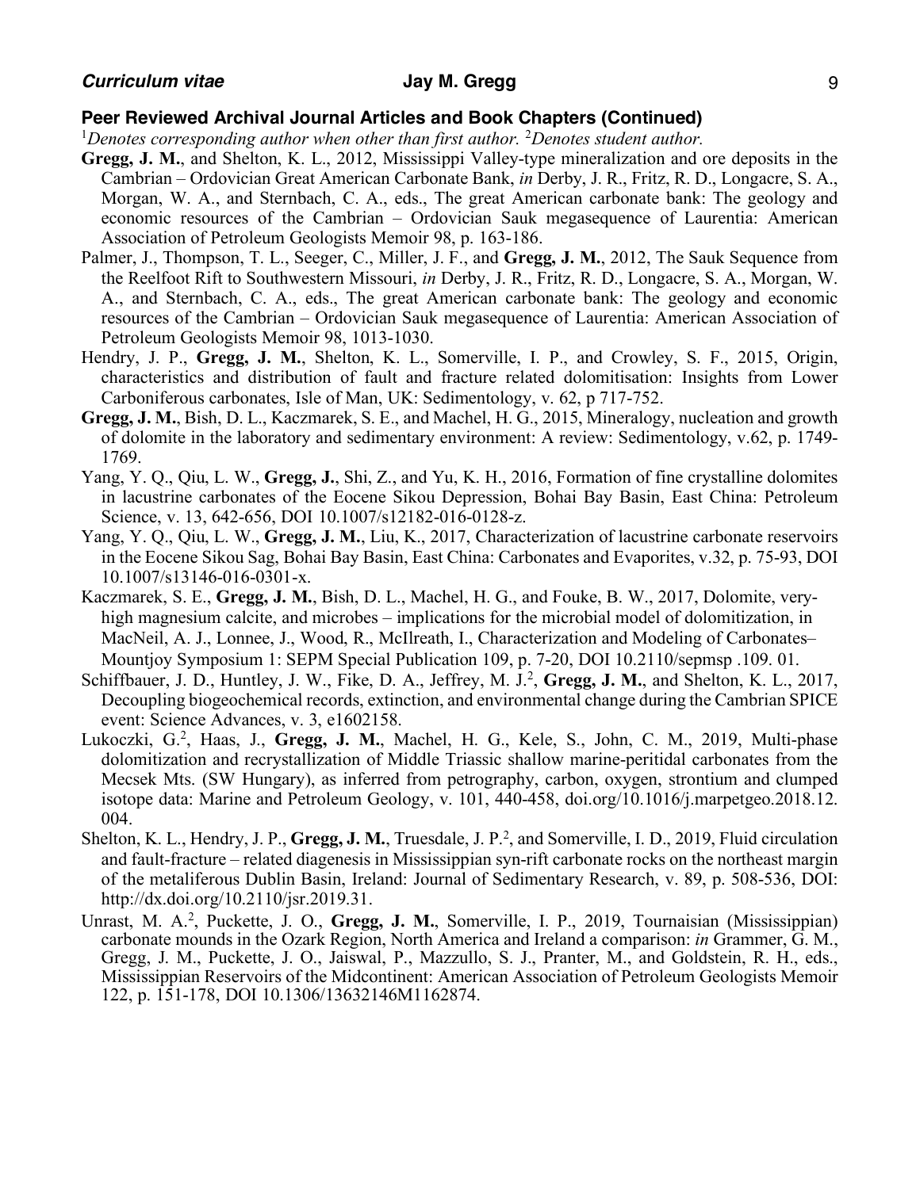## Peer Reviewed Archival Journal Articles and Book Chapters (Continued)

[1]*Denotes corresponding author when other than first author.* [2]*Denotes student author.*

**Gregg, J. M.**, and Shelton, K. L., 2012, Mississippi Valley-type mineralization and ore deposits in the Cambrian – Ordovician Great American Carbonate Bank, *in* Derby, J. R., Fritz, R. D., Longacre, S. A., Morgan, W. A., and Sternbach, C. A., eds., The great American carbonate bank: The geology and economic resources of the Cambrian – Ordovician Sauk megasequence of Laurentia: American Association of Petroleum Geologists Memoir 98, p. 163-186.

Palmer, J., Thompson, T. L., Seeger, C., Miller, J. F., and **Gregg, J. M.**, 2012, The Sauk Sequence from the Reelfoot Rift to Southwestern Missouri, *in* Derby, J. R., Fritz, R. D., Longacre, S. A., Morgan, W. A., and Sternbach, C. A., eds., The great American carbonate bank: The geology and economic resources of the Cambrian – Ordovician Sauk megasequence of Laurentia: American Association of Petroleum Geologists Memoir 98, 1013-1030.

Hendry, J. P., **Gregg, J. M.**, Shelton, K. L., Somerville, I. P., and Crowley, S. F., 2015, Origin, characteristics and distribution of fault and fracture related dolomitisation: Insights from Lower Carboniferous carbonates, Isle of Man, UK: Sedimentology, v. 62, p 717-752.

**Gregg, J. M.**, Bish, D. L., Kaczmarek, S. E., and Machel, H. G., 2015, Mineralogy, nucleation and growth of dolomite in the laboratory and sedimentary environment: A review: Sedimentology, v.62, p. 1749-1769.

Yang, Y. Q., Qiu, L. W., **Gregg, J.**, Shi, Z., and Yu, K. H., 2016, Formation of fine crystalline dolomites in lacustrine carbonates of the Eocene Sikou Depression, Bohai Bay Basin, East China: Petroleum Science, v. 13, 642-656, DOI 10.1007/s12182-016-0128-z.

Yang, Y. Q., Qiu, L. W., **Gregg, J. M.**, Liu, K., 2017, Characterization of lacustrine carbonate reservoirs in the Eocene Sikou Sag, Bohai Bay Basin, East China: Carbonates and Evaporites, v.32, p. 75-93, DOI 10.1007/s13146-016-0301-x.

Kaczmarek, S. E., **Gregg, J. M.**, Bish, D. L., Machel, H. G., and Fouke, B. W., 2017, Dolomite, very-high magnesium calcite, and microbes – implications for the microbial model of dolomitization, in MacNeil, A. J., Lonnee, J., Wood, R., McIlreath, I., Characterization and Modeling of Carbonates–Mountjoy Symposium 1: SEPM Special Publication 109, p. 7-20, DOI 10.2110/sepmsp .109. 01.

Schiffbauer, J. D., Huntley, J. W., Fike, D. A., Jeffrey, M. J.[2], **Gregg, J. M.**, and Shelton, K. L., 2017, Decoupling biogeochemical records, extinction, and environmental change during the Cambrian SPICE event: Science Advances, v. 3, e1602158.

Lukoczki, G.[2], Haas, J., **Gregg, J. M.**, Machel, H. G., Kele, S., John, C. M., 2019, Multi-phase dolomitization and recrystallization of Middle Triassic shallow marine-peritidal carbonates from the Mecsek Mts. (SW Hungary), as inferred from petrography, carbon, oxygen, strontium and clumped isotope data: Marine and Petroleum Geology, v. 101, 440-458, doi.org/10.1016/j.marpetgeo.2018.12.004.

Shelton, K. L., Hendry, J. P., **Gregg, J. M.**, Truesdale, J. P.[2], and Somerville, I. D., 2019, Fluid circulation and fault-fracture – related diagenesis in Mississippian syn-rift carbonate rocks on the northeast margin of the metaliferous Dublin Basin, Ireland: Journal of Sedimentary Research, v. 89, p. 508-536, DOI: http://dx.doi.org/10.2110/jsr.2019.31.

Unrast, M. A.[2], Puckette, J. O., **Gregg, J. M.**, Somerville, I. P., 2019, Tournaisian (Mississippian) carbonate mounds in the Ozark Region, North America and Ireland a comparison: *in* Grammer, G. M., Gregg, J. M., Puckette, J. O., Jaiswal, P., Mazzullo, S. J., Pranter, M., and Goldstein, R. H., eds., Mississippian Reservoirs of the Midcontinent: American Association of Petroleum Geologists Memoir 122, p. 151-178, DOI 10.1306/13632146M1162874.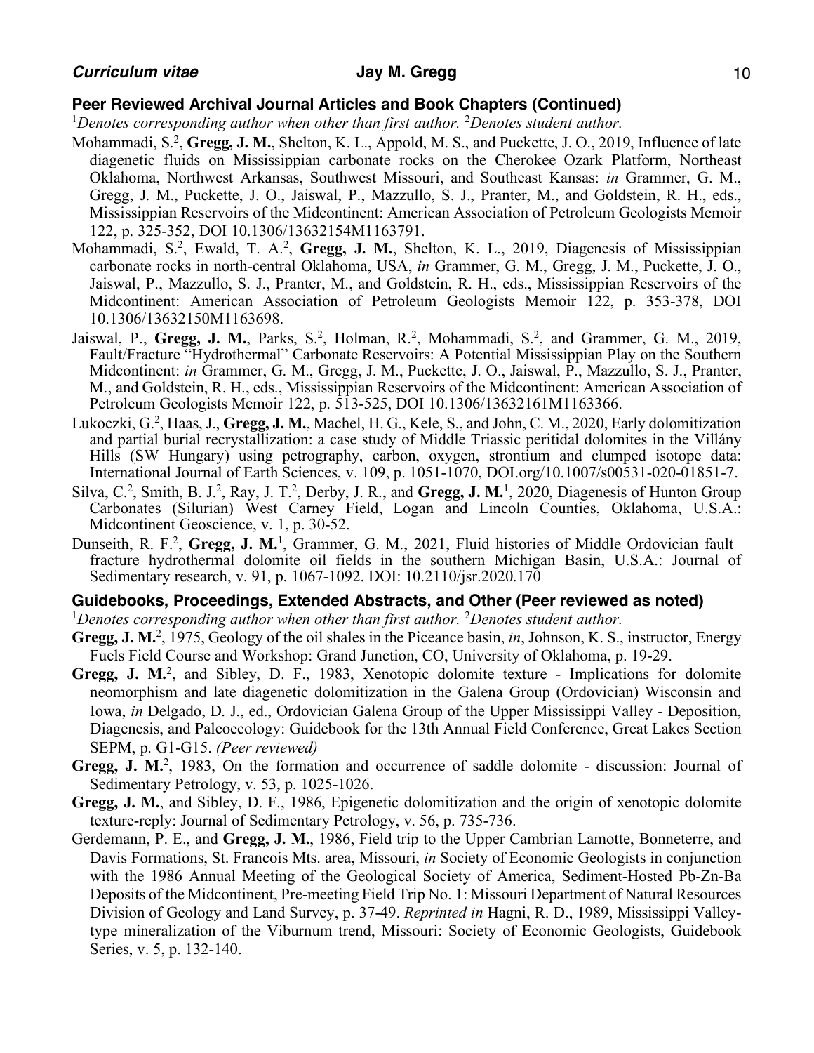## Peer Reviewed Archival Journal Articles and Book Chapters (Continued)

[1]*Denotes corresponding author when other than first author.* [2]*Denotes student author.*

Mohammadi, S.[2], **Gregg, J. M.**, Shelton, K. L., Appold, M. S., and Puckette, J. O., 2019, Influence of late diagenetic fluids on Mississippian carbonate rocks on the Cherokee–Ozark Platform, Northeast Oklahoma, Northwest Arkansas, Southwest Missouri, and Southeast Kansas: *in* Grammer, G. M., Gregg, J. M., Puckette, J. O., Jaiswal, P., Mazzullo, S. J., Pranter, M., and Goldstein, R. H., eds., Mississippian Reservoirs of the Midcontinent: American Association of Petroleum Geologists Memoir 122, p. 325-352, DOI 10.1306/13632154M1163791.

Mohammadi, S.[2], Ewald, T. A.[2], **Gregg, J. M.**, Shelton, K. L., 2019, Diagenesis of Mississippian carbonate rocks in north-central Oklahoma, USA, *in* Grammer, G. M., Gregg, J. M., Puckette, J. O., Jaiswal, P., Mazzullo, S. J., Pranter, M., and Goldstein, R. H., eds., Mississippian Reservoirs of the Midcontinent: American Association of Petroleum Geologists Memoir 122, p. 353-378, DOI 10.1306/13632150M1163698.

Jaiswal, P., **Gregg, J. M.**, Parks, S.[2], Holman, R.[2], Mohammadi, S.[2], and Grammer, G. M., 2019, Fault/Fracture "Hydrothermal" Carbonate Reservoirs: A Potential Mississippian Play on the Southern Midcontinent: *in* Grammer, G. M., Gregg, J. M., Puckette, J. O., Jaiswal, P., Mazzullo, S. J., Pranter, M., and Goldstein, R. H., eds., Mississippian Reservoirs of the Midcontinent: American Association of Petroleum Geologists Memoir 122, p. 513-525, DOI 10.1306/13632161M1163366.

Lukoczki, G.[2], Haas, J., **Gregg, J. M.**, Machel, H. G., Kele, S., and John, C. M., 2020, Early dolomitization and partial burial recrystallization: a case study of Middle Triassic peritidal dolomites in the Villány Hills (SW Hungary) using petrography, carbon, oxygen, strontium and clumped isotope data: International Journal of Earth Sciences, v. 109, p. 1051-1070, DOI.org/10.1007/s00531-020-01851-7.

Silva, C.[2], Smith, B. J.[2], Ray, J. T.[2], Derby, J. R., and **Gregg, J. M.**[1], 2020, Diagenesis of Hunton Group Carbonates (Silurian) West Carney Field, Logan and Lincoln Counties, Oklahoma, U.S.A.: Midcontinent Geoscience, v. 1, p. 30-52.

Dunseith, R. F.[2], **Gregg, J. M.**[1], Grammer, G. M., 2021, Fluid histories of Middle Ordovician fault–fracture hydrothermal dolomite oil fields in the southern Michigan Basin, U.S.A.: Journal of Sedimentary research, v. 91, p. 1067-1092. DOI: 10.2110/jsr.2020.170

## Guidebooks, Proceedings, Extended Abstracts, and Other (Peer reviewed as noted)

[1]*Denotes corresponding author when other than first author.* [2]*Denotes student author.*

**Gregg, J. M.**[2], 1975, Geology of the oil shales in the Piceance basin, *in*, Johnson, K. S., instructor, Energy Fuels Field Course and Workshop: Grand Junction, CO, University of Oklahoma, p. 19-29.

**Gregg, J. M.**[2], and Sibley, D. F., 1983, Xenotopic dolomite texture - Implications for dolomite neomorphism and late diagenetic dolomitization in the Galena Group (Ordovician) Wisconsin and Iowa, *in* Delgado, D. J., ed., Ordovician Galena Group of the Upper Mississippi Valley - Deposition, Diagenesis, and Paleoecology: Guidebook for the 13th Annual Field Conference, Great Lakes Section SEPM, p. G1-G15. *(Peer reviewed)*

**Gregg, J. M.**[2], 1983, On the formation and occurrence of saddle dolomite - discussion: Journal of Sedimentary Petrology, v. 53, p. 1025-1026.

**Gregg, J. M.**, and Sibley, D. F., 1986, Epigenetic dolomitization and the origin of xenotopic dolomite texture-reply: Journal of Sedimentary Petrology, v. 56, p. 735-736.

Gerdemann, P. E., and **Gregg, J. M.**, 1986, Field trip to the Upper Cambrian Lamotte, Bonneterre, and Davis Formations, St. Francois Mts. area, Missouri, *in* Society of Economic Geologists in conjunction with the 1986 Annual Meeting of the Geological Society of America, Sediment-Hosted Pb-Zn-Ba Deposits of the Midcontinent, Pre-meeting Field Trip No. 1: Missouri Department of Natural Resources Division of Geology and Land Survey, p. 37-49. *Reprinted in* Hagni, R. D., 1989, Mississippi Valley-type mineralization of the Viburnum trend, Missouri: Society of Economic Geologists, Guidebook Series, v. 5, p. 132-140.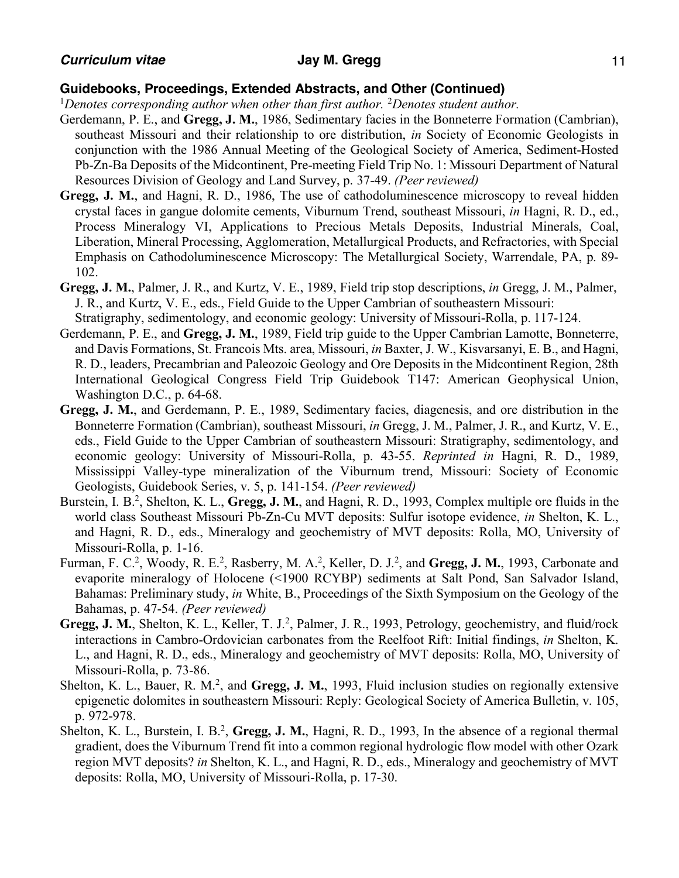## Guidebooks, Proceedings, Extended Abstracts, and Other (Continued)

[1]*Denotes corresponding author when other than first author.* [2]*Denotes student author.*

Gerdemann, P. E., and **Gregg, J. M.**, 1986, Sedimentary facies in the Bonneterre Formation (Cambrian), southeast Missouri and their relationship to ore distribution, *in* Society of Economic Geologists in conjunction with the 1986 Annual Meeting of the Geological Society of America, Sediment-Hosted Pb-Zn-Ba Deposits of the Midcontinent, Pre-meeting Field Trip No. 1: Missouri Department of Natural Resources Division of Geology and Land Survey, p. 37-49. *(Peer reviewed)*

**Gregg, J. M.**, and Hagni, R. D., 1986, The use of cathodoluminescence microscopy to reveal hidden crystal faces in gangue dolomite cements, Viburnum Trend, southeast Missouri, *in* Hagni, R. D., ed., Process Mineralogy VI, Applications to Precious Metals Deposits, Industrial Minerals, Coal, Liberation, Mineral Processing, Agglomeration, Metallurgical Products, and Refractories, with Special Emphasis on Cathodoluminescence Microscopy: The Metallurgical Society, Warrendale, PA, p. 89-102.

**Gregg, J. M.**, Palmer, J. R., and Kurtz, V. E., 1989, Field trip stop descriptions, *in* Gregg, J. M., Palmer, J. R., and Kurtz, V. E., eds., Field Guide to the Upper Cambrian of southeastern Missouri: Stratigraphy, sedimentology, and economic geology: University of Missouri-Rolla, p. 117-124.

Gerdemann, P. E., and **Gregg, J. M.**, 1989, Field trip guide to the Upper Cambrian Lamotte, Bonneterre, and Davis Formations, St. Francois Mts. area, Missouri, *in* Baxter, J. W., Kisvarsanyi, E. B., and Hagni, R. D., leaders, Precambrian and Paleozoic Geology and Ore Deposits in the Midcontinent Region, 28th International Geological Congress Field Trip Guidebook T147: American Geophysical Union, Washington D.C., p. 64-68.

**Gregg, J. M.**, and Gerdemann, P. E., 1989, Sedimentary facies, diagenesis, and ore distribution in the Bonneterre Formation (Cambrian), southeast Missouri, *in* Gregg, J. M., Palmer, J. R., and Kurtz, V. E., eds., Field Guide to the Upper Cambrian of southeastern Missouri: Stratigraphy, sedimentology, and economic geology: University of Missouri-Rolla, p. 43-55. *Reprinted in* Hagni, R. D., 1989, Mississippi Valley-type mineralization of the Viburnum trend, Missouri: Society of Economic Geologists, Guidebook Series, v. 5, p. 141-154. *(Peer reviewed)*

Burstein, I. B.[2], Shelton, K. L., **Gregg, J. M.**, and Hagni, R. D., 1993, Complex multiple ore fluids in the world class Southeast Missouri Pb-Zn-Cu MVT deposits: Sulfur isotope evidence, *in* Shelton, K. L., and Hagni, R. D., eds., Mineralogy and geochemistry of MVT deposits: Rolla, MO, University of Missouri-Rolla, p. 1-16.

Furman, F. C.[2], Woody, R. E.[2], Rasberry, M. A.[2], Keller, D. J.[2], and **Gregg, J. M.**, 1993, Carbonate and evaporite mineralogy of Holocene (<1900 RCYBP) sediments at Salt Pond, San Salvador Island, Bahamas: Preliminary study, *in* White, B., Proceedings of the Sixth Symposium on the Geology of the Bahamas, p. 47-54. *(Peer reviewed)*

**Gregg, J. M.**, Shelton, K. L., Keller, T. J.[2], Palmer, J. R., 1993, Petrology, geochemistry, and fluid/rock interactions in Cambro-Ordovician carbonates from the Reelfoot Rift: Initial findings, *in* Shelton, K. L., and Hagni, R. D., eds., Mineralogy and geochemistry of MVT deposits: Rolla, MO, University of Missouri-Rolla, p. 73-86.

Shelton, K. L., Bauer, R. M.[2], and **Gregg, J. M.**, 1993, Fluid inclusion studies on regionally extensive epigenetic dolomites in southeastern Missouri: Reply: Geological Society of America Bulletin, v. 105, p. 972-978.

Shelton, K. L., Burstein, I. B.[2], **Gregg, J. M.**, Hagni, R. D., 1993, In the absence of a regional thermal gradient, does the Viburnum Trend fit into a common regional hydrologic flow model with other Ozark region MVT deposits? *in* Shelton, K. L., and Hagni, R. D., eds., Mineralogy and geochemistry of MVT deposits: Rolla, MO, University of Missouri-Rolla, p. 17-30.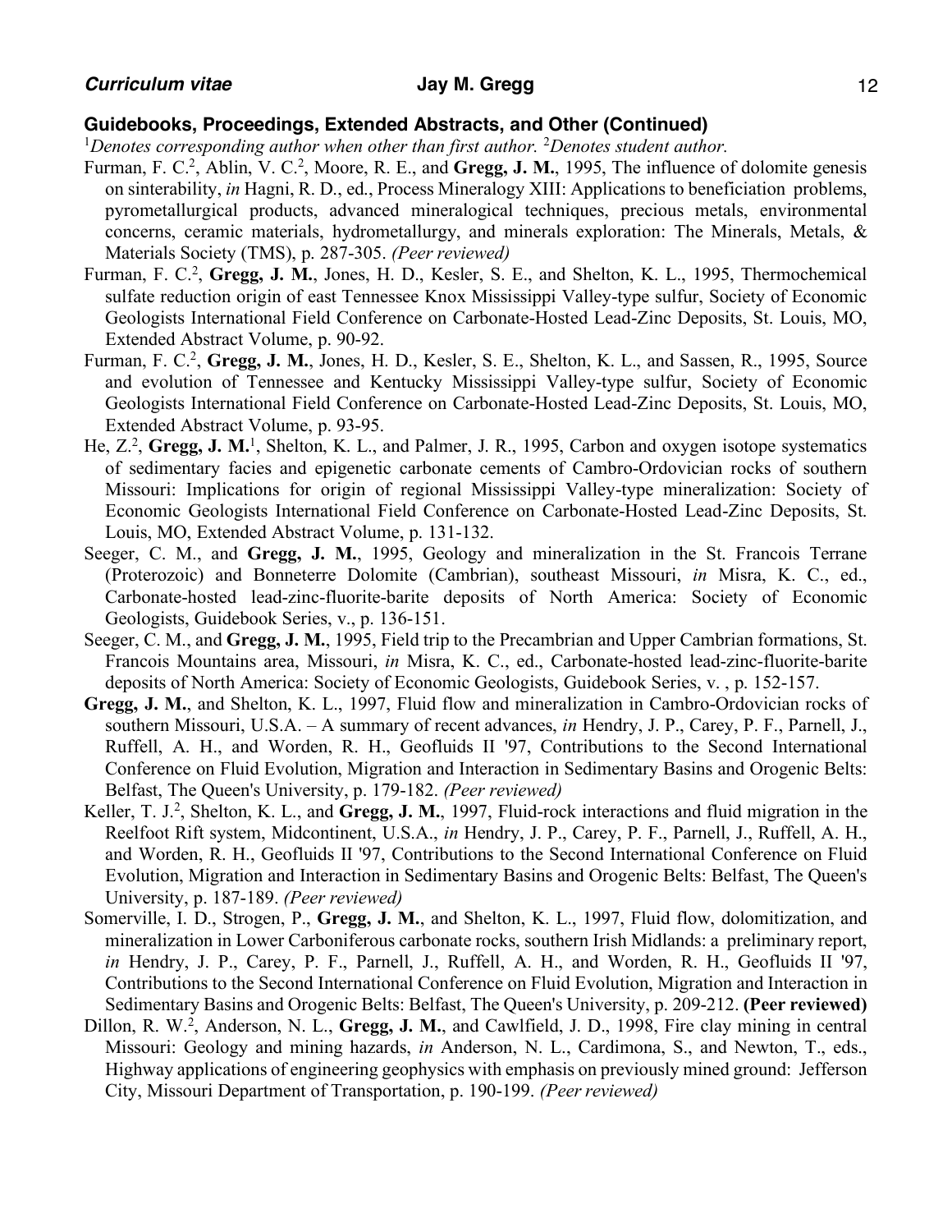### Guidebooks, Proceedings, Extended Abstracts, and Other (Continued)

[1]*Denotes corresponding author when other than first author.* [2]*Denotes student author.*

Furman, F. C.[2], Ablin, V. C.[2], Moore, R. E., and **Gregg, J. M.**, 1995, The influence of dolomite genesis on sinterability, *in* Hagni, R. D., ed., Process Mineralogy XIII: Applications to beneficiation problems, pyrometallurgical products, advanced mineralogical techniques, precious metals, environmental concerns, ceramic materials, hydrometallurgy, and minerals exploration: The Minerals, Metals, & Materials Society (TMS), p. 287-305. *(Peer reviewed)*

Furman, F. C.[2], **Gregg, J. M.**, Jones, H. D., Kesler, S. E., and Shelton, K. L., 1995, Thermochemical sulfate reduction origin of east Tennessee Knox Mississippi Valley-type sulfur, Society of Economic Geologists International Field Conference on Carbonate-Hosted Lead-Zinc Deposits, St. Louis, MO, Extended Abstract Volume, p. 90-92.

Furman, F. C.[2], **Gregg, J. M.**, Jones, H. D., Kesler, S. E., Shelton, K. L., and Sassen, R., 1995, Source and evolution of Tennessee and Kentucky Mississippi Valley-type sulfur, Society of Economic Geologists International Field Conference on Carbonate-Hosted Lead-Zinc Deposits, St. Louis, MO, Extended Abstract Volume, p. 93-95.

He, Z.[2], **Gregg, J. M.**[1], Shelton, K. L., and Palmer, J. R., 1995, Carbon and oxygen isotope systematics of sedimentary facies and epigenetic carbonate cements of Cambro-Ordovician rocks of southern Missouri: Implications for origin of regional Mississippi Valley-type mineralization: Society of Economic Geologists International Field Conference on Carbonate-Hosted Lead-Zinc Deposits, St. Louis, MO, Extended Abstract Volume, p. 131-132.

Seeger, C. M., and **Gregg, J. M.**, 1995, Geology and mineralization in the St. Francois Terrane (Proterozoic) and Bonneterre Dolomite (Cambrian), southeast Missouri, *in* Misra, K. C., ed., Carbonate-hosted lead-zinc-fluorite-barite deposits of North America: Society of Economic Geologists, Guidebook Series, v., p. 136-151.

Seeger, C. M., and **Gregg, J. M.**, 1995, Field trip to the Precambrian and Upper Cambrian formations, St. Francois Mountains area, Missouri, *in* Misra, K. C., ed., Carbonate-hosted lead-zinc-fluorite-barite deposits of North America: Society of Economic Geologists, Guidebook Series, v. , p. 152-157.

**Gregg, J. M.**, and Shelton, K. L., 1997, Fluid flow and mineralization in Cambro-Ordovician rocks of southern Missouri, U.S.A. – A summary of recent advances, *in* Hendry, J. P., Carey, P. F., Parnell, J., Ruffell, A. H., and Worden, R. H., Geofluids II '97, Contributions to the Second International Conference on Fluid Evolution, Migration and Interaction in Sedimentary Basins and Orogenic Belts: Belfast, The Queen's University, p. 179-182. *(Peer reviewed)*

Keller, T. J.[2], Shelton, K. L., and **Gregg, J. M.**, 1997, Fluid-rock interactions and fluid migration in the Reelfoot Rift system, Midcontinent, U.S.A., *in* Hendry, J. P., Carey, P. F., Parnell, J., Ruffell, A. H., and Worden, R. H., Geofluids II '97, Contributions to the Second International Conference on Fluid Evolution, Migration and Interaction in Sedimentary Basins and Orogenic Belts: Belfast, The Queen's University, p. 187-189. *(Peer reviewed)*

Somerville, I. D., Strogen, P., **Gregg, J. M.**, and Shelton, K. L., 1997, Fluid flow, dolomitization, and mineralization in Lower Carboniferous carbonate rocks, southern Irish Midlands: a preliminary report, *in* Hendry, J. P., Carey, P. F., Parnell, J., Ruffell, A. H., and Worden, R. H., Geofluids II '97, Contributions to the Second International Conference on Fluid Evolution, Migration and Interaction in Sedimentary Basins and Orogenic Belts: Belfast, The Queen's University, p. 209-212. **(Peer reviewed)**

Dillon, R. W.[2], Anderson, N. L., **Gregg, J. M.**, and Cawlfield, J. D., 1998, Fire clay mining in central Missouri: Geology and mining hazards, *in* Anderson, N. L., Cardimona, S., and Newton, T., eds., Highway applications of engineering geophysics with emphasis on previously mined ground: Jefferson City, Missouri Department of Transportation, p. 190-199. *(Peer reviewed)*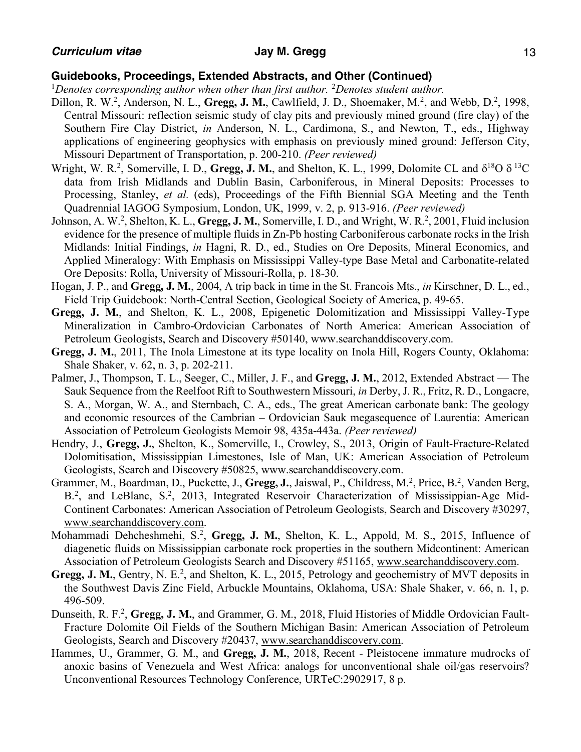## Guidebooks, Proceedings, Extended Abstracts, and Other (Continued)

[1]*Denotes corresponding author when other than first author.* [2]*Denotes student author.*

Dillon, R. W.[2], Anderson, N. L., **Gregg, J. M.**, Cawlfield, J. D., Shoemaker, M.[2], and Webb, D.[2], 1998, Central Missouri: reflection seismic study of clay pits and previously mined ground (fire clay) of the Southern Fire Clay District, *in* Anderson, N. L., Cardimona, S., and Newton, T., eds., Highway applications of engineering geophysics with emphasis on previously mined ground: Jefferson City, Missouri Department of Transportation, p. 200-210. *(Peer reviewed)*

Wright, W. R.[2], Somerville, I. D., **Gregg, J. M.**, and Shelton, K. L., 1999, Dolomite CL and $\delta^{18}O$ $\delta^{13}C$ data from Irish Midlands and Dublin Basin, Carboniferous, in Mineral Deposits: Processes to Processing, Stanley, *et al.* (eds), Proceedings of the Fifth Biennial SGA Meeting and the Tenth Quadrennial IAGOG Symposium, London, UK, 1999, v. 2, p. 913-916. *(Peer reviewed)*

Johnson, A. W.[2], Shelton, K. L., **Gregg, J. M.**, Somerville, I. D., and Wright, W. R.[2], 2001, Fluid inclusion evidence for the presence of multiple fluids in Zn-Pb hosting Carboniferous carbonate rocks in the Irish Midlands: Initial Findings, *in* Hagni, R. D., ed., Studies on Ore Deposits, Mineral Economics, and Applied Mineralogy: With Emphasis on Mississippi Valley-type Base Metal and Carbonatite-related Ore Deposits: Rolla, University of Missouri-Rolla, p. 18-30.

Hogan, J. P., and **Gregg, J. M.**, 2004, A trip back in time in the St. Francois Mts., *in* Kirschner, D. L., ed., Field Trip Guidebook: North-Central Section, Geological Society of America, p. 49-65.

**Gregg, J. M.**, and Shelton, K. L., 2008, Epigenetic Dolomitization and Mississippi Valley-Type Mineralization in Cambro-Ordovician Carbonates of North America: American Association of Petroleum Geologists, Search and Discovery #50140, www.searchanddiscovery.com.

**Gregg, J. M.**, 2011, The Inola Limestone at its type locality on Inola Hill, Rogers County, Oklahoma: Shale Shaker, v. 62, n. 3, p. 202-211.

Palmer, J., Thompson, T. L., Seeger, C., Miller, J. F., and **Gregg, J. M.**, 2012, Extended Abstract — The Sauk Sequence from the Reelfoot Rift to Southwestern Missouri, *in* Derby, J. R., Fritz, R. D., Longacre, S. A., Morgan, W. A., and Sternbach, C. A., eds., The great American carbonate bank: The geology and economic resources of the Cambrian – Ordovician Sauk megasequence of Laurentia: American Association of Petroleum Geologists Memoir 98, 435a-443a. *(Peer reviewed)*

Hendry, J., **Gregg, J.**, Shelton, K., Somerville, I., Crowley, S., 2013, Origin of Fault-Fracture-Related Dolomitisation, Mississippian Limestones, Isle of Man, UK: American Association of Petroleum Geologists, Search and Discovery #50825, www.searchanddiscovery.com.

Grammer, M., Boardman, D., Puckette, J., **Gregg, J.**, Jaiswal, P., Childress, M.[2], Price, B.[2], Vanden Berg, B.[2], and LeBlanc, S.[2], 2013, Integrated Reservoir Characterization of Mississippian-Age Mid-Continent Carbonates: American Association of Petroleum Geologists, Search and Discovery #30297, www.searchanddiscovery.com.

Mohammadi Dehcheshmehi, S.[2], **Gregg, J. M.**, Shelton, K. L., Appold, M. S., 2015, Influence of diagenetic fluids on Mississippian carbonate rock properties in the southern Midcontinent: American Association of Petroleum Geologists Search and Discovery #51165, www.searchanddiscovery.com.

**Gregg, J. M.**, Gentry, N. E.[2], and Shelton, K. L., 2015, Petrology and geochemistry of MVT deposits in the Southwest Davis Zinc Field, Arbuckle Mountains, Oklahoma, USA: Shale Shaker, v. 66, n. 1, p. 496-509.

Dunseith, R. F.[2], **Gregg, J. M.**, and Grammer, G. M., 2018, Fluid Histories of Middle Ordovician Fault-Fracture Dolomite Oil Fields of the Southern Michigan Basin: American Association of Petroleum Geologists, Search and Discovery #20437, www.searchanddiscovery.com.

Hammes, U., Grammer, G. M., and **Gregg, J. M.**, 2018, Recent - Pleistocene immature mudrocks of anoxic basins of Venezuela and West Africa: analogs for unconventional shale oil/gas reservoirs? Unconventional Resources Technology Conference, URTeC:2902917, 8 p.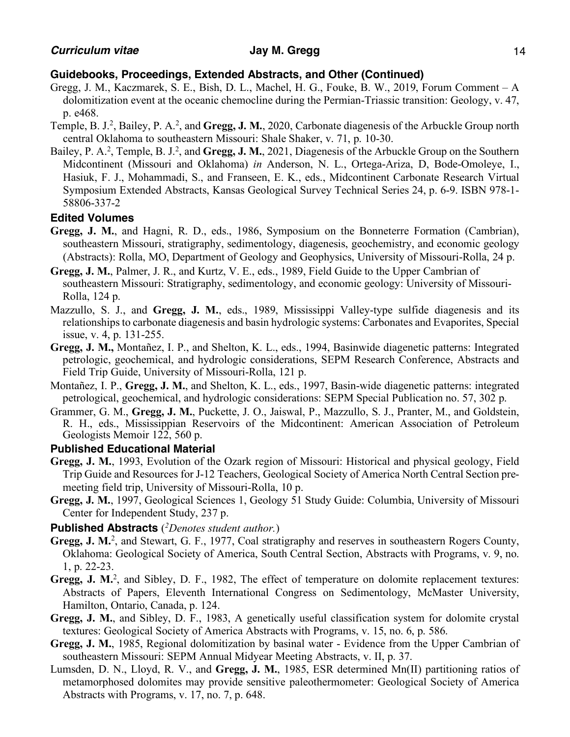### Guidebooks, Proceedings, Extended Abstracts, and Other (Continued)

Gregg, J. M., Kaczmarek, S. E., Bish, D. L., Machel, H. G., Fouke, B. W., 2019, Forum Comment – A dolomitization event at the oceanic chemocline during the Permian-Triassic transition: Geology, v. 47, p. e468.

Temple, B. J.[2], Bailey, P. A.[2], and **Gregg, J. M.**, 2020, Carbonate diagenesis of the Arbuckle Group north central Oklahoma to southeastern Missouri: Shale Shaker, v. 71, p. 10-30.

Bailey, P. A.[2], Temple, B. J.[2], and **Gregg, J. M.**, 2021, Diagenesis of the Arbuckle Group on the Southern Midcontinent (Missouri and Oklahoma) *in* Anderson, N. L., Ortega-Ariza, D, Bode-Omoleye, I., Hasiuk, F. J., Mohammadi, S., and Franseen, E. K., eds., Midcontinent Carbonate Research Virtual Symposium Extended Abstracts, Kansas Geological Survey Technical Series 24, p. 6-9. ISBN 978-1-58806-337-2

### Edited Volumes

**Gregg, J. M.**, and Hagni, R. D., eds., 1986, Symposium on the Bonneterre Formation (Cambrian), southeastern Missouri, stratigraphy, sedimentology, diagenesis, geochemistry, and economic geology (Abstracts): Rolla, MO, Department of Geology and Geophysics, University of Missouri-Rolla, 24 p.

**Gregg, J. M.**, Palmer, J. R., and Kurtz, V. E., eds., 1989, Field Guide to the Upper Cambrian of southeastern Missouri: Stratigraphy, sedimentology, and economic geology: University of Missouri-Rolla, 124 p.

Mazzullo, S. J., and **Gregg, J. M.**, eds., 1989, Mississippi Valley-type sulfide diagenesis and its relationships to carbonate diagenesis and basin hydrologic systems: Carbonates and Evaporites, Special issue, v. 4, p. 131-255.

**Gregg, J. M.,** Montañez, I. P., and Shelton, K. L., eds., 1994, Basinwide diagenetic patterns: Integrated petrologic, geochemical, and hydrologic considerations, SEPM Research Conference, Abstracts and Field Trip Guide, University of Missouri-Rolla, 121 p.

Montañez, I. P., **Gregg, J. M.**, and Shelton, K. L., eds., 1997, Basin-wide diagenetic patterns: integrated petrological, geochemical, and hydrologic considerations: SEPM Special Publication no. 57, 302 p.

Grammer, G. M., **Gregg, J. M.**, Puckette, J. O., Jaiswal, P., Mazzullo, S. J., Pranter, M., and Goldstein, R. H., eds., Mississippian Reservoirs of the Midcontinent: American Association of Petroleum Geologists Memoir 122, 560 p.

### Published Educational Material

**Gregg, J. M.**, 1993, Evolution of the Ozark region of Missouri: Historical and physical geology, Field Trip Guide and Resources for J-12 Teachers, Geological Society of America North Central Section pre-meeting field trip, University of Missouri-Rolla, 10 p.

**Gregg, J. M.**, 1997, Geological Sciences 1, Geology 51 Study Guide: Columbia, University of Missouri Center for Independent Study, 237 p.

### Published Abstracts (*[2]Denotes student author.*)

**Gregg, J. M.**[2], and Stewart, G. F., 1977, Coal stratigraphy and reserves in southeastern Rogers County, Oklahoma: Geological Society of America, South Central Section, Abstracts with Programs, v. 9, no. 1, p. 22-23.

**Gregg, J. M.**[2], and Sibley, D. F., 1982, The effect of temperature on dolomite replacement textures: Abstracts of Papers, Eleventh International Congress on Sedimentology, McMaster University, Hamilton, Ontario, Canada, p. 124.

**Gregg, J. M.**, and Sibley, D. F., 1983, A genetically useful classification system for dolomite crystal textures: Geological Society of America Abstracts with Programs, v. 15, no. 6, p. 586.

**Gregg, J. M.**, 1985, Regional dolomitization by basinal water - Evidence from the Upper Cambrian of southeastern Missouri: SEPM Annual Midyear Meeting Abstracts, v. II, p. 37.

Lumsden, D. N., Lloyd, R. V., and **Gregg, J. M.**, 1985, ESR determined Mn(II) partitioning ratios of metamorphosed dolomites may provide sensitive paleothermometer: Geological Society of America Abstracts with Programs, v. 17, no. 7, p. 648.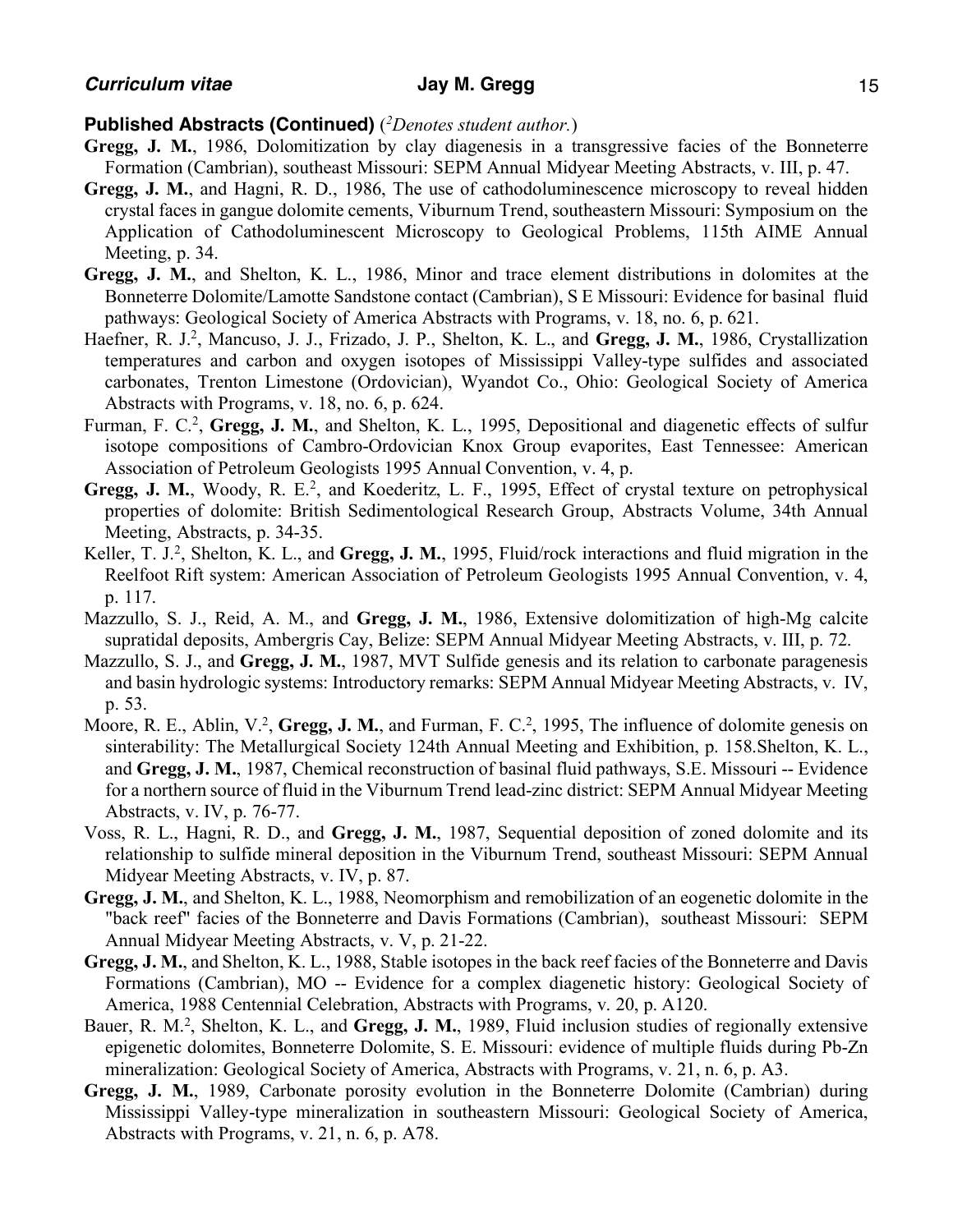**Published Abstracts (Continued)** ([2]*Denotes student author.*)

**Gregg, J. M.**, 1986, Dolomitization by clay diagenesis in a transgressive facies of the Bonneterre Formation (Cambrian), southeast Missouri: SEPM Annual Midyear Meeting Abstracts, v. III, p. 47.

**Gregg, J. M.**, and Hagni, R. D., 1986, The use of cathodoluminescence microscopy to reveal hidden crystal faces in gangue dolomite cements, Viburnum Trend, southeastern Missouri: Symposium on the Application of Cathodoluminescent Microscopy to Geological Problems, 115th AIME Annual Meeting, p. 34.

**Gregg, J. M.**, and Shelton, K. L., 1986, Minor and trace element distributions in dolomites at the Bonneterre Dolomite/Lamotte Sandstone contact (Cambrian), S E Missouri: Evidence for basinal fluid pathways: Geological Society of America Abstracts with Programs, v. 18, no. 6, p. 621.

Haefner, R. J.[2], Mancuso, J. J., Frizado, J. P., Shelton, K. L., and **Gregg, J. M.**, 1986, Crystallization temperatures and carbon and oxygen isotopes of Mississippi Valley-type sulfides and associated carbonates, Trenton Limestone (Ordovician), Wyandot Co., Ohio: Geological Society of America Abstracts with Programs, v. 18, no. 6, p. 624.

Furman, F. C.[2], **Gregg, J. M.**, and Shelton, K. L., 1995, Depositional and diagenetic effects of sulfur isotope compositions of Cambro-Ordovician Knox Group evaporites, East Tennessee: American Association of Petroleum Geologists 1995 Annual Convention, v. 4, p.

**Gregg, J. M.**, Woody, R. E.[2], and Koederitz, L. F., 1995, Effect of crystal texture on petrophysical properties of dolomite: British Sedimentological Research Group, Abstracts Volume, 34th Annual Meeting, Abstracts, p. 34-35.

Keller, T. J.[2], Shelton, K. L., and **Gregg, J. M.**, 1995, Fluid/rock interactions and fluid migration in the Reelfoot Rift system: American Association of Petroleum Geologists 1995 Annual Convention, v. 4, p. 117.

Mazzullo, S. J., Reid, A. M., and **Gregg, J. M.**, 1986, Extensive dolomitization of high-Mg calcite supratidal deposits, Ambergris Cay, Belize: SEPM Annual Midyear Meeting Abstracts, v. III, p. 72.

Mazzullo, S. J., and **Gregg, J. M.**, 1987, MVT Sulfide genesis and its relation to carbonate paragenesis and basin hydrologic systems: Introductory remarks: SEPM Annual Midyear Meeting Abstracts, v. IV, p. 53.

Moore, R. E., Ablin, V.[2], **Gregg, J. M.**, and Furman, F. C.[2], 1995, The influence of dolomite genesis on sinterability: The Metallurgical Society 124th Annual Meeting and Exhibition, p. 158.Shelton, K. L., and **Gregg, J. M.**, 1987, Chemical reconstruction of basinal fluid pathways, S.E. Missouri -- Evidence for a northern source of fluid in the Viburnum Trend lead-zinc district: SEPM Annual Midyear Meeting Abstracts, v. IV, p. 76-77.

Voss, R. L., Hagni, R. D., and **Gregg, J. M.**, 1987, Sequential deposition of zoned dolomite and its relationship to sulfide mineral deposition in the Viburnum Trend, southeast Missouri: SEPM Annual Midyear Meeting Abstracts, v. IV, p. 87.

**Gregg, J. M.**, and Shelton, K. L., 1988, Neomorphism and remobilization of an eogenetic dolomite in the "back reef" facies of the Bonneterre and Davis Formations (Cambrian), southeast Missouri: SEPM Annual Midyear Meeting Abstracts, v. V, p. 21-22.

**Gregg, J. M.**, and Shelton, K. L., 1988, Stable isotopes in the back reef facies of the Bonneterre and Davis Formations (Cambrian), MO -- Evidence for a complex diagenetic history: Geological Society of America, 1988 Centennial Celebration, Abstracts with Programs, v. 20, p. A120.

Bauer, R. M.[2], Shelton, K. L., and **Gregg, J. M.**, 1989, Fluid inclusion studies of regionally extensive epigenetic dolomites, Bonneterre Dolomite, S. E. Missouri: evidence of multiple fluids during Pb-Zn mineralization: Geological Society of America, Abstracts with Programs, v. 21, n. 6, p. A3.

**Gregg, J. M.**, 1989, Carbonate porosity evolution in the Bonneterre Dolomite (Cambrian) during Mississippi Valley-type mineralization in southeastern Missouri: Geological Society of America, Abstracts with Programs, v. 21, n. 6, p. A78.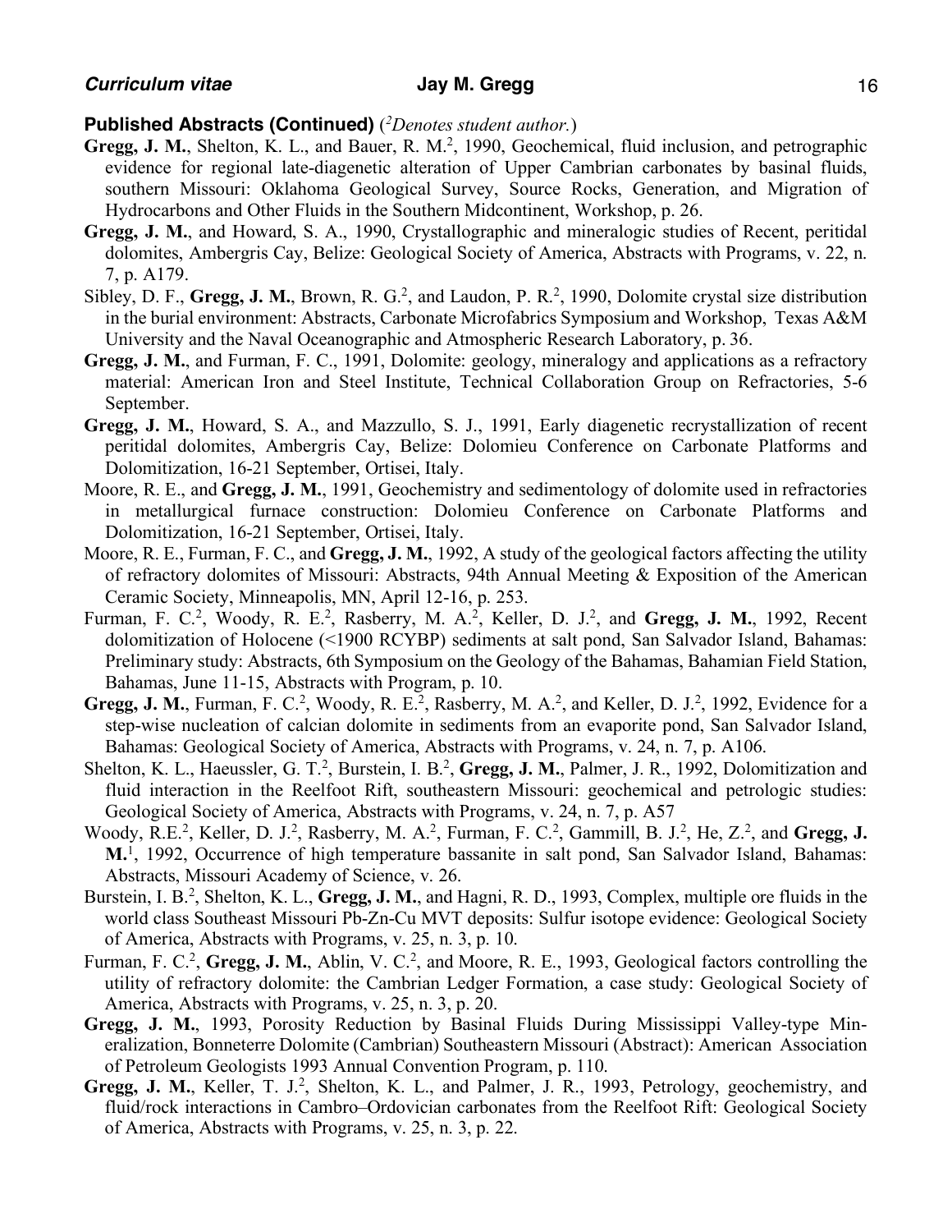**Published Abstracts (Continued)** ([2]*Denotes student author.*)

**Gregg, J. M.**, Shelton, K. L., and Bauer, R. M.[2], 1990, Geochemical, fluid inclusion, and petrographic evidence for regional late-diagenetic alteration of Upper Cambrian carbonates by basinal fluids, southern Missouri: Oklahoma Geological Survey, Source Rocks, Generation, and Migration of Hydrocarbons and Other Fluids in the Southern Midcontinent, Workshop, p. 26.

**Gregg, J. M.**, and Howard, S. A., 1990, Crystallographic and mineralogic studies of Recent, peritidal dolomites, Ambergris Cay, Belize: Geological Society of America, Abstracts with Programs, v. 22, n. 7, p. A179.

Sibley, D. F., **Gregg, J. M.**, Brown, R. G.[2], and Laudon, P. R.[2], 1990, Dolomite crystal size distribution in the burial environment: Abstracts, Carbonate Microfabrics Symposium and Workshop, Texas A&M University and the Naval Oceanographic and Atmospheric Research Laboratory, p. 36.

**Gregg, J. M.**, and Furman, F. C., 1991, Dolomite: geology, mineralogy and applications as a refractory material: American Iron and Steel Institute, Technical Collaboration Group on Refractories, 5-6 September.

**Gregg, J. M.**, Howard, S. A., and Mazzullo, S. J., 1991, Early diagenetic recrystallization of recent peritidal dolomites, Ambergris Cay, Belize: Dolomieu Conference on Carbonate Platforms and Dolomitization, 16-21 September, Ortisei, Italy.

Moore, R. E., and **Gregg, J. M.**, 1991, Geochemistry and sedimentology of dolomite used in refractories in metallurgical furnace construction: Dolomieu Conference on Carbonate Platforms and Dolomitization, 16-21 September, Ortisei, Italy.

Moore, R. E., Furman, F. C., and **Gregg, J. M.**, 1992, A study of the geological factors affecting the utility of refractory dolomites of Missouri: Abstracts, 94th Annual Meeting & Exposition of the American Ceramic Society, Minneapolis, MN, April 12-16, p. 253.

Furman, F. C.[2], Woody, R. E.[2], Rasberry, M. A.[2], Keller, D. J.[2], and **Gregg, J. M.**, 1992, Recent dolomitization of Holocene (<1900 RCYBP) sediments at salt pond, San Salvador Island, Bahamas: Preliminary study: Abstracts, 6th Symposium on the Geology of the Bahamas, Bahamian Field Station, Bahamas, June 11-15, Abstracts with Program, p. 10.

**Gregg, J. M.**, Furman, F. C.[2], Woody, R. E.[2], Rasberry, M. A.[2], and Keller, D. J.[2], 1992, Evidence for a step-wise nucleation of calcian dolomite in sediments from an evaporite pond, San Salvador Island, Bahamas: Geological Society of America, Abstracts with Programs, v. 24, n. 7, p. A106.

Shelton, K. L., Haeussler, G. T.[2], Burstein, I. B.[2], **Gregg, J. M.**, Palmer, J. R., 1992, Dolomitization and fluid interaction in the Reelfoot Rift, southeastern Missouri: geochemical and petrologic studies: Geological Society of America, Abstracts with Programs, v. 24, n. 7, p. A57

Woody, R.E.[2], Keller, D. J.[2], Rasberry, M. A.[2], Furman, F. C.[2], Gammill, B. J.[2], He, Z.[2], and **Gregg, J. M.**[1], 1992, Occurrence of high temperature bassanite in salt pond, San Salvador Island, Bahamas: Abstracts, Missouri Academy of Science, v. 26.

Burstein, I. B.[2], Shelton, K. L., **Gregg, J. M.**, and Hagni, R. D., 1993, Complex, multiple ore fluids in the world class Southeast Missouri Pb-Zn-Cu MVT deposits: Sulfur isotope evidence: Geological Society of America, Abstracts with Programs, v. 25, n. 3, p. 10.

Furman, F. C.[2], **Gregg, J. M.**, Ablin, V. C.[2], and Moore, R. E., 1993, Geological factors controlling the utility of refractory dolomite: the Cambrian Ledger Formation, a case study: Geological Society of America, Abstracts with Programs, v. 25, n. 3, p. 20.

**Gregg, J. M.**, 1993, Porosity Reduction by Basinal Fluids During Mississippi Valley-type Mineralization, Bonneterre Dolomite (Cambrian) Southeastern Missouri (Abstract): American Association of Petroleum Geologists 1993 Annual Convention Program, p. 110.

**Gregg, J. M.**, Keller, T. J.[2], Shelton, K. L., and Palmer, J. R., 1993, Petrology, geochemistry, and fluid/rock interactions in Cambro–Ordovician carbonates from the Reelfoot Rift: Geological Society of America, Abstracts with Programs, v. 25, n. 3, p. 22.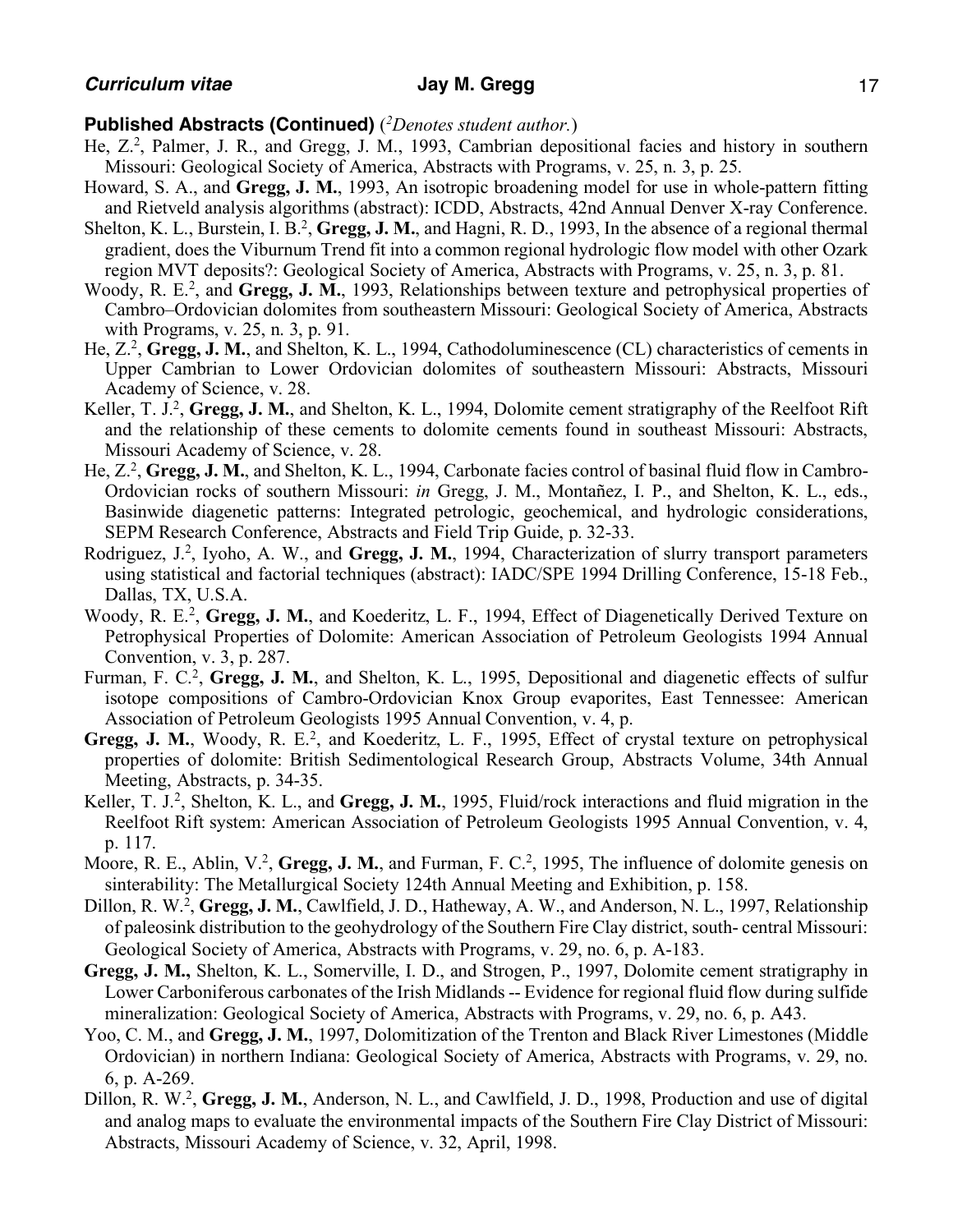**Published Abstracts (Continued)** ([2]*Denotes student author.*)

He, Z.[2], Palmer, J. R., and Gregg, J. M., 1993, Cambrian depositional facies and history in southern Missouri: Geological Society of America, Abstracts with Programs, v. 25, n. 3, p. 25.

Howard, S. A., and **Gregg, J. M.**, 1993, An isotropic broadening model for use in whole-pattern fitting and Rietveld analysis algorithms (abstract): ICDD, Abstracts, 42nd Annual Denver X-ray Conference.

Shelton, K. L., Burstein, I. B.[2], **Gregg, J. M.**, and Hagni, R. D., 1993, In the absence of a regional thermal gradient, does the Viburnum Trend fit into a common regional hydrologic flow model with other Ozark region MVT deposits?: Geological Society of America, Abstracts with Programs, v. 25, n. 3, p. 81.

Woody, R. E.[2], and **Gregg, J. M.**, 1993, Relationships between texture and petrophysical properties of Cambro–Ordovician dolomites from southeastern Missouri: Geological Society of America, Abstracts with Programs, v. 25, n. 3, p. 91.

He, Z.[2], **Gregg, J. M.**, and Shelton, K. L., 1994, Cathodoluminescence (CL) characteristics of cements in Upper Cambrian to Lower Ordovician dolomites of southeastern Missouri: Abstracts, Missouri Academy of Science, v. 28.

Keller, T. J.[2], **Gregg, J. M.**, and Shelton, K. L., 1994, Dolomite cement stratigraphy of the Reelfoot Rift and the relationship of these cements to dolomite cements found in southeast Missouri: Abstracts, Missouri Academy of Science, v. 28.

He, Z.[2], **Gregg, J. M.**, and Shelton, K. L., 1994, Carbonate facies control of basinal fluid flow in Cambro-Ordovician rocks of southern Missouri: *in* Gregg, J. M., Montañez, I. P., and Shelton, K. L., eds., Basinwide diagenetic patterns: Integrated petrologic, geochemical, and hydrologic considerations, SEPM Research Conference, Abstracts and Field Trip Guide, p. 32-33.

Rodriguez, J.[2], Iyoho, A. W., and **Gregg, J. M.**, 1994, Characterization of slurry transport parameters using statistical and factorial techniques (abstract): IADC/SPE 1994 Drilling Conference, 15-18 Feb., Dallas, TX, U.S.A.

Woody, R. E.[2], **Gregg, J. M.**, and Koederitz, L. F., 1994, Effect of Diagenetically Derived Texture on Petrophysical Properties of Dolomite: American Association of Petroleum Geologists 1994 Annual Convention, v. 3, p. 287.

Furman, F. C.[2], **Gregg, J. M.**, and Shelton, K. L., 1995, Depositional and diagenetic effects of sulfur isotope compositions of Cambro-Ordovician Knox Group evaporites, East Tennessee: American Association of Petroleum Geologists 1995 Annual Convention, v. 4, p.

**Gregg, J. M.**, Woody, R. E.[2], and Koederitz, L. F., 1995, Effect of crystal texture on petrophysical properties of dolomite: British Sedimentological Research Group, Abstracts Volume, 34th Annual Meeting, Abstracts, p. 34-35.

Keller, T. J.[2], Shelton, K. L., and **Gregg, J. M.**, 1995, Fluid/rock interactions and fluid migration in the Reelfoot Rift system: American Association of Petroleum Geologists 1995 Annual Convention, v. 4, p. 117.

Moore, R. E., Ablin, V.[2], **Gregg, J. M.**, and Furman, F. C.[2], 1995, The influence of dolomite genesis on sinterability: The Metallurgical Society 124th Annual Meeting and Exhibition, p. 158.

Dillon, R. W.[2], **Gregg, J. M.**, Cawlfield, J. D., Hatheway, A. W., and Anderson, N. L., 1997, Relationship of paleosink distribution to the geohydrology of the Southern Fire Clay district, south- central Missouri: Geological Society of America, Abstracts with Programs, v. 29, no. 6, p. A-183.

**Gregg, J. M.,** Shelton, K. L., Somerville, I. D., and Strogen, P., 1997, Dolomite cement stratigraphy in Lower Carboniferous carbonates of the Irish Midlands -- Evidence for regional fluid flow during sulfide mineralization: Geological Society of America, Abstracts with Programs, v. 29, no. 6, p. A43.

Yoo, C. M., and **Gregg, J. M.**, 1997, Dolomitization of the Trenton and Black River Limestones (Middle Ordovician) in northern Indiana: Geological Society of America, Abstracts with Programs, v. 29, no. 6, p. A-269.

Dillon, R. W.[2], **Gregg, J. M.**, Anderson, N. L., and Cawlfield, J. D., 1998, Production and use of digital and analog maps to evaluate the environmental impacts of the Southern Fire Clay District of Missouri: Abstracts, Missouri Academy of Science, v. 32, April, 1998.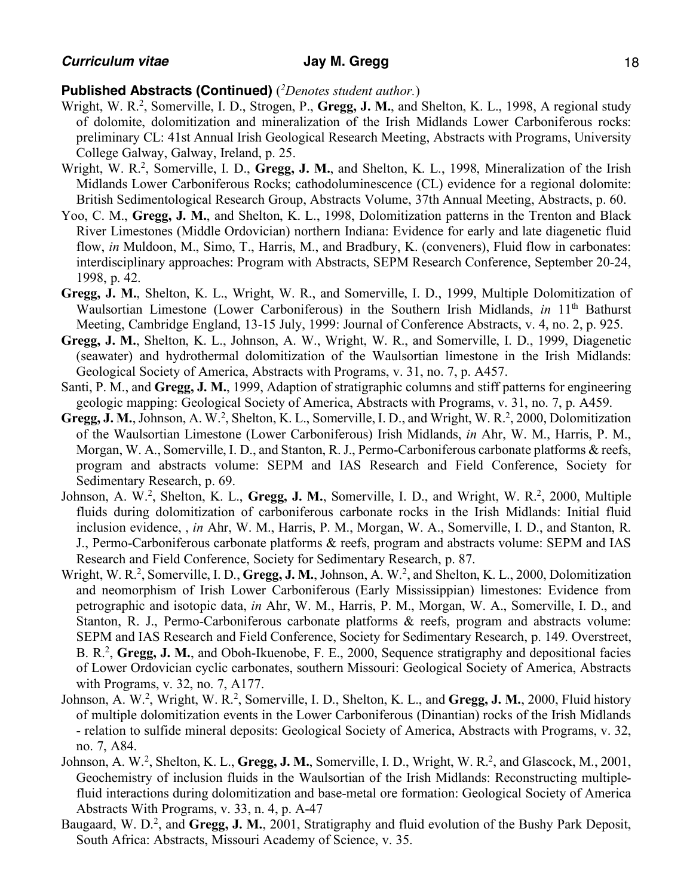**Published Abstracts (Continued)** ([2]*Denotes student author.*)

Wright, W. R.[2], Somerville, I. D., Strogen, P., **Gregg, J. M.**, and Shelton, K. L., 1998, A regional study of dolomite, dolomitization and mineralization of the Irish Midlands Lower Carboniferous rocks: preliminary CL: 41st Annual Irish Geological Research Meeting, Abstracts with Programs, University College Galway, Galway, Ireland, p. 25.

Wright, W. R.[2], Somerville, I. D., **Gregg, J. M.**, and Shelton, K. L., 1998, Mineralization of the Irish Midlands Lower Carboniferous Rocks; cathodoluminescence (CL) evidence for a regional dolomite: British Sedimentological Research Group, Abstracts Volume, 37th Annual Meeting, Abstracts, p. 60.

Yoo, C. M., **Gregg, J. M.**, and Shelton, K. L., 1998, Dolomitization patterns in the Trenton and Black River Limestones (Middle Ordovician) northern Indiana: Evidence for early and late diagenetic fluid flow, *in* Muldoon, M., Simo, T., Harris, M., and Bradbury, K. (conveners), Fluid flow in carbonates: interdisciplinary approaches: Program with Abstracts, SEPM Research Conference, September 20-24, 1998, p. 42.

**Gregg, J. M.**, Shelton, K. L., Wright, W. R., and Somerville, I. D., 1999, Multiple Dolomitization of Waulsortian Limestone (Lower Carboniferous) in the Southern Irish Midlands, *in* 11th Bathurst Meeting, Cambridge England, 13-15 July, 1999: Journal of Conference Abstracts, v. 4, no. 2, p. 925.

**Gregg, J. M.**, Shelton, K. L., Johnson, A. W., Wright, W. R., and Somerville, I. D., 1999, Diagenetic (seawater) and hydrothermal dolomitization of the Waulsortian limestone in the Irish Midlands: Geological Society of America, Abstracts with Programs, v. 31, no. 7, p. A457.

Santi, P. M., and **Gregg, J. M.**, 1999, Adaption of stratigraphic columns and stiff patterns for engineering geologic mapping: Geological Society of America, Abstracts with Programs, v. 31, no. 7, p. A459.

**Gregg, J. M.**, Johnson, A. W.[2], Shelton, K. L., Somerville, I. D., and Wright, W. R.[2], 2000, Dolomitization of the Waulsortian Limestone (Lower Carboniferous) Irish Midlands, *in* Ahr, W. M., Harris, P. M., Morgan, W. A., Somerville, I. D., and Stanton, R. J., Permo-Carboniferous carbonate platforms & reefs, program and abstracts volume: SEPM and IAS Research and Field Conference, Society for Sedimentary Research, p. 69.

Johnson, A. W.[2], Shelton, K. L., **Gregg, J. M.**, Somerville, I. D., and Wright, W. R.[2], 2000, Multiple fluids during dolomitization of carboniferous carbonate rocks in the Irish Midlands: Initial fluid inclusion evidence, , *in* Ahr, W. M., Harris, P. M., Morgan, W. A., Somerville, I. D., and Stanton, R. J., Permo-Carboniferous carbonate platforms & reefs, program and abstracts volume: SEPM and IAS Research and Field Conference, Society for Sedimentary Research, p. 87.

Wright, W. R.[2], Somerville, I. D., **Gregg, J. M.**, Johnson, A. W.[2], and Shelton, K. L., 2000, Dolomitization and neomorphism of Irish Lower Carboniferous (Early Mississippian) limestones: Evidence from petrographic and isotopic data, *in* Ahr, W. M., Harris, P. M., Morgan, W. A., Somerville, I. D., and Stanton, R. J., Permo-Carboniferous carbonate platforms & reefs, program and abstracts volume: SEPM and IAS Research and Field Conference, Society for Sedimentary Research, p. 149. Overstreet, B. R.[2], **Gregg, J. M.**, and Oboh-Ikuenobe, F. E., 2000, Sequence stratigraphy and depositional facies of Lower Ordovician cyclic carbonates, southern Missouri: Geological Society of America, Abstracts with Programs, v. 32, no. 7, A177.

Johnson, A. W.[2], Wright, W. R.[2], Somerville, I. D., Shelton, K. L., and **Gregg, J. M.**, 2000, Fluid history of multiple dolomitization events in the Lower Carboniferous (Dinantian) rocks of the Irish Midlands - relation to sulfide mineral deposits: Geological Society of America, Abstracts with Programs, v. 32, no. 7, A84.

Johnson, A. W.[2], Shelton, K. L., **Gregg, J. M.**, Somerville, I. D., Wright, W. R.[2], and Glascock, M., 2001, Geochemistry of inclusion fluids in the Waulsortian of the Irish Midlands: Reconstructing multiple-fluid interactions during dolomitization and base-metal ore formation: Geological Society of America Abstracts With Programs, v. 33, n. 4, p. A-47

Baugaard, W. D.[2], and **Gregg, J. M.**, 2001, Stratigraphy and fluid evolution of the Bushy Park Deposit, South Africa: Abstracts, Missouri Academy of Science, v. 35.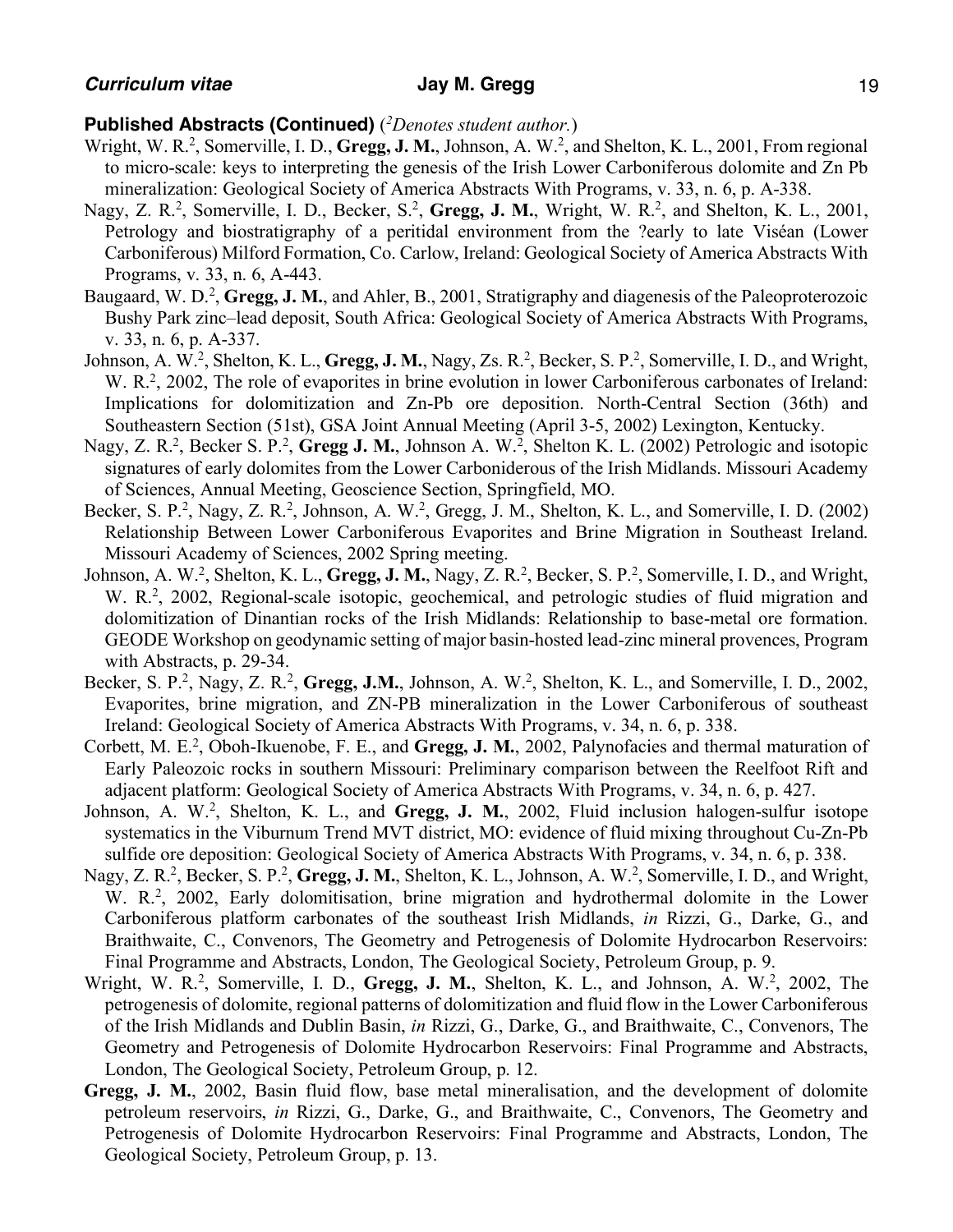**Published Abstracts (Continued)** ([2]*Denotes student author.*)

Wright, W. R.[2], Somerville, I. D., **Gregg, J. M.**, Johnson, A. W.[2], and Shelton, K. L., 2001, From regional to micro-scale: keys to interpreting the genesis of the Irish Lower Carboniferous dolomite and Zn Pb mineralization: Geological Society of America Abstracts With Programs, v. 33, n. 6, p. A-338.

Nagy, Z. R.[2], Somerville, I. D., Becker, S.[2], **Gregg, J. M.**, Wright, W. R.[2], and Shelton, K. L., 2001, Petrology and biostratigraphy of a peritidal environment from the ?early to late Viséan (Lower Carboniferous) Milford Formation, Co. Carlow, Ireland: Geological Society of America Abstracts With Programs, v. 33, n. 6, A-443.

Baugaard, W. D.[2], **Gregg, J. M.**, and Ahler, B., 2001, Stratigraphy and diagenesis of the Paleoproterozoic Bushy Park zinc–lead deposit, South Africa: Geological Society of America Abstracts With Programs, v. 33, n. 6, p. A-337.

Johnson, A. W.[2], Shelton, K. L., **Gregg, J. M.**, Nagy, Zs. R.[2], Becker, S. P.[2], Somerville, I. D., and Wright, W. R.[2], 2002, The role of evaporites in brine evolution in lower Carboniferous carbonates of Ireland: Implications for dolomitization and Zn-Pb ore deposition. North-Central Section (36th) and Southeastern Section (51st), GSA Joint Annual Meeting (April 3-5, 2002) Lexington, Kentucky.

Nagy, Z. R.[2], Becker S. P.[2], **Gregg J. M.**, Johnson A. W.[2], Shelton K. L. (2002) Petrologic and isotopic signatures of early dolomites from the Lower Carboniderous of the Irish Midlands. Missouri Academy of Sciences, Annual Meeting, Geoscience Section, Springfield, MO.

Becker, S. P.[2], Nagy, Z. R.[2], Johnson, A. W.[2], Gregg, J. M., Shelton, K. L., and Somerville, I. D. (2002) Relationship Between Lower Carboniferous Evaporites and Brine Migration in Southeast Ireland. Missouri Academy of Sciences, 2002 Spring meeting.

Johnson, A. W.[2], Shelton, K. L., **Gregg, J. M.**, Nagy, Z. R.[2], Becker, S. P.[2], Somerville, I. D., and Wright, W. R.[2], 2002, Regional-scale isotopic, geochemical, and petrologic studies of fluid migration and dolomitization of Dinantian rocks of the Irish Midlands: Relationship to base-metal ore formation. GEODE Workshop on geodynamic setting of major basin-hosted lead-zinc mineral provences, Program with Abstracts, p. 29-34.

Becker, S. P.[2], Nagy, Z. R.[2], **Gregg, J.M.**, Johnson, A. W.[2], Shelton, K. L., and Somerville, I. D., 2002, Evaporites, brine migration, and ZN-PB mineralization in the Lower Carboniferous of southeast Ireland: Geological Society of America Abstracts With Programs, v. 34, n. 6, p. 338.

Corbett, M. E.[2], Oboh-Ikuenobe, F. E., and **Gregg, J. M.**, 2002, Palynofacies and thermal maturation of Early Paleozoic rocks in southern Missouri: Preliminary comparison between the Reelfoot Rift and adjacent platform: Geological Society of America Abstracts With Programs, v. 34, n. 6, p. 427.

Johnson, A. W.[2], Shelton, K. L., and **Gregg, J. M.**, 2002, Fluid inclusion halogen-sulfur isotope systematics in the Viburnum Trend MVT district, MO: evidence of fluid mixing throughout Cu-Zn-Pb sulfide ore deposition: Geological Society of America Abstracts With Programs, v. 34, n. 6, p. 338.

Nagy, Z. R.[2], Becker, S. P.[2], **Gregg, J. M.**, Shelton, K. L., Johnson, A. W.[2], Somerville, I. D., and Wright, W. R.[2], 2002, Early dolomitisation, brine migration and hydrothermal dolomite in the Lower Carboniferous platform carbonates of the southeast Irish Midlands, *in* Rizzi, G., Darke, G., and Braithwaite, C., Convenors, The Geometry and Petrogenesis of Dolomite Hydrocarbon Reservoirs: Final Programme and Abstracts, London, The Geological Society, Petroleum Group, p. 9.

Wright, W. R.[2], Somerville, I. D., **Gregg, J. M.**, Shelton, K. L., and Johnson, A. W.[2], 2002, The petrogenesis of dolomite, regional patterns of dolomitization and fluid flow in the Lower Carboniferous of the Irish Midlands and Dublin Basin, *in* Rizzi, G., Darke, G., and Braithwaite, C., Convenors, The Geometry and Petrogenesis of Dolomite Hydrocarbon Reservoirs: Final Programme and Abstracts, London, The Geological Society, Petroleum Group, p. 12.

**Gregg, J. M.**, 2002, Basin fluid flow, base metal mineralisation, and the development of dolomite petroleum reservoirs, *in* Rizzi, G., Darke, G., and Braithwaite, C., Convenors, The Geometry and Petrogenesis of Dolomite Hydrocarbon Reservoirs: Final Programme and Abstracts, London, The Geological Society, Petroleum Group, p. 13.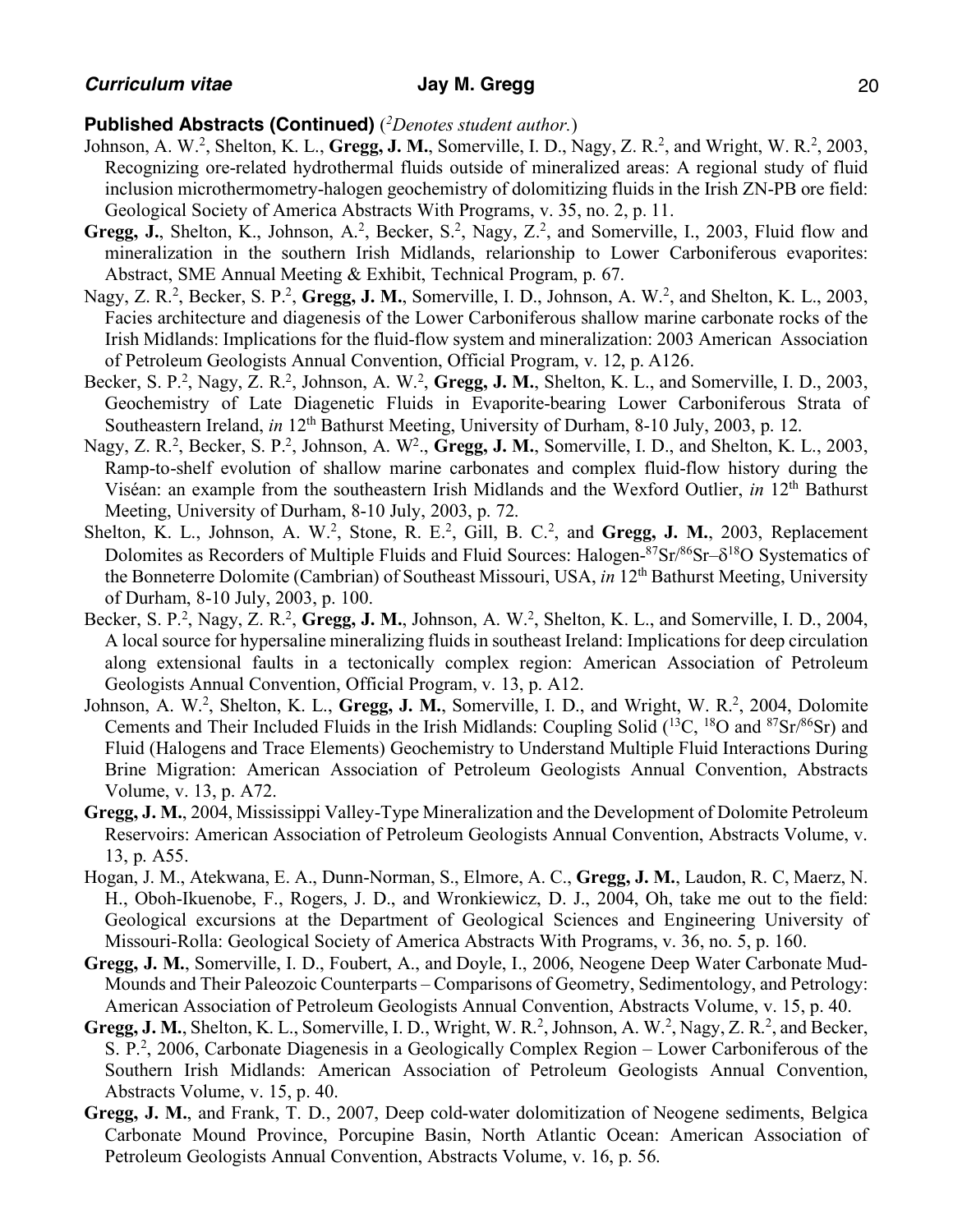### **Published Abstracts (Continued)** ([2]*Denotes student author.*)

Johnson, A. W.[2], Shelton, K. L., **Gregg, J. M.**, Somerville, I. D., Nagy, Z. R.[2], and Wright, W. R.[2], 2003, Recognizing ore-related hydrothermal fluids outside of mineralized areas: A regional study of fluid inclusion microthermometry-halogen geochemistry of dolomitizing fluids in the Irish ZN-PB ore field: Geological Society of America Abstracts With Programs, v. 35, no. 2, p. 11.

**Gregg, J.**, Shelton, K., Johnson, A.[2], Becker, S.[2], Nagy, Z.[2], and Somerville, I., 2003, Fluid flow and mineralization in the southern Irish Midlands, relarionship to Lower Carboniferous evaporites: Abstract, SME Annual Meeting & Exhibit, Technical Program, p. 67.

Nagy, Z. R.[2], Becker, S. P.[2], **Gregg, J. M.**, Somerville, I. D., Johnson, A. W.[2], and Shelton, K. L., 2003, Facies architecture and diagenesis of the Lower Carboniferous shallow marine carbonate rocks of the Irish Midlands: Implications for the fluid-flow system and mineralization: 2003 American Association of Petroleum Geologists Annual Convention, Official Program, v. 12, p. A126.

Becker, S. P.[2], Nagy, Z. R.[2], Johnson, A. W.[2], **Gregg, J. M.**, Shelton, K. L., and Somerville, I. D., 2003, Geochemistry of Late Diagenetic Fluids in Evaporite-bearing Lower Carboniferous Strata of Southeastern Ireland, *in* 12$^{th}$ Bathurst Meeting, University of Durham, 8-10 July, 2003, p. 12.

Nagy, Z. R.[2], Becker, S. P.[2], Johnson, A. W[2]., **Gregg, J. M.**, Somerville, I. D., and Shelton, K. L., 2003, Ramp-to-shelf evolution of shallow marine carbonates and complex fluid-flow history during the Viséan: an example from the southeastern Irish Midlands and the Wexford Outlier, *in* 12$^{th}$ Bathurst Meeting, University of Durham, 8-10 July, 2003, p. 72.

Shelton, K. L., Johnson, A. W.[2], Stone, R. E.[2], Gill, B. C.[2], and **Gregg, J. M.**, 2003, Replacement Dolomites as Recorders of Multiple Fluids and Fluid Sources: Halogen-$^{87}$Sr/$^{86}$Sr–$\delta^{18}$O Systematics of the Bonneterre Dolomite (Cambrian) of Southeast Missouri, USA, *in* 12$^{th}$ Bathurst Meeting, University of Durham, 8-10 July, 2003, p. 100.

Becker, S. P.[2], Nagy, Z. R.[2], **Gregg, J. M.**, Johnson, A. W.[2], Shelton, K. L., and Somerville, I. D., 2004, A local source for hypersaline mineralizing fluids in southeast Ireland: Implications for deep circulation along extensional faults in a tectonically complex region: American Association of Petroleum Geologists Annual Convention, Official Program, v. 13, p. A12.

Johnson, A. W.[2], Shelton, K. L., **Gregg, J. M.**, Somerville, I. D., and Wright, W. R.[2], 2004, Dolomite Cements and Their Included Fluids in the Irish Midlands: Coupling Solid ($^{13}$C, $^{18}$O and $^{87}$Sr/$^{86}$Sr) and Fluid (Halogens and Trace Elements) Geochemistry to Understand Multiple Fluid Interactions During Brine Migration: American Association of Petroleum Geologists Annual Convention, Abstracts Volume, v. 13, p. A72.

**Gregg, J. M.**, 2004, Mississippi Valley-Type Mineralization and the Development of Dolomite Petroleum Reservoirs: American Association of Petroleum Geologists Annual Convention, Abstracts Volume, v. 13, p. A55.

Hogan, J. M., Atekwana, E. A., Dunn-Norman, S., Elmore, A. C., **Gregg, J. M.**, Laudon, R. C, Maerz, N. H., Oboh-Ikuenobe, F., Rogers, J. D., and Wronkiewicz, D. J., 2004, Oh, take me out to the field: Geological excursions at the Department of Geological Sciences and Engineering University of Missouri-Rolla: Geological Society of America Abstracts With Programs, v. 36, no. 5, p. 160.

**Gregg, J. M.**, Somerville, I. D., Foubert, A., and Doyle, I., 2006, Neogene Deep Water Carbonate Mud-Mounds and Their Paleozoic Counterparts – Comparisons of Geometry, Sedimentology, and Petrology: American Association of Petroleum Geologists Annual Convention, Abstracts Volume, v. 15, p. 40.

**Gregg, J. M.**, Shelton, K. L., Somerville, I. D., Wright, W. R.[2], Johnson, A. W.[2], Nagy, Z. R.[2], and Becker, S. P.[2], 2006, Carbonate Diagenesis in a Geologically Complex Region – Lower Carboniferous of the Southern Irish Midlands: American Association of Petroleum Geologists Annual Convention, Abstracts Volume, v. 15, p. 40.

**Gregg, J. M.**, and Frank, T. D., 2007, Deep cold-water dolomitization of Neogene sediments, Belgica Carbonate Mound Province, Porcupine Basin, North Atlantic Ocean: American Association of Petroleum Geologists Annual Convention, Abstracts Volume, v. 16, p. 56.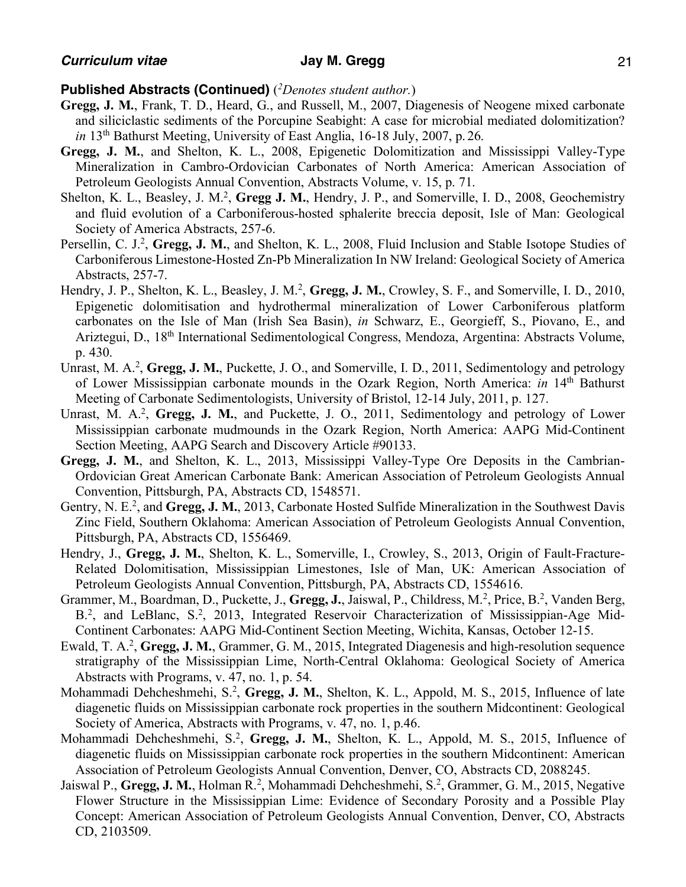**Published Abstracts (Continued)** ([2]*Denotes student author.*)

**Gregg, J. M.**, Frank, T. D., Heard, G., and Russell, M., 2007, Diagenesis of Neogene mixed carbonate and siliciclastic sediments of the Porcupine Seabight: A case for microbial mediated dolomitization? *in* 13th Bathurst Meeting, University of East Anglia, 16-18 July, 2007, p. 26.

**Gregg, J. M.**, and Shelton, K. L., 2008, Epigenetic Dolomitization and Mississippi Valley-Type Mineralization in Cambro-Ordovician Carbonates of North America: American Association of Petroleum Geologists Annual Convention, Abstracts Volume, v. 15, p. 71.

Shelton, K. L., Beasley, J. M.[2], **Gregg J. M.**, Hendry, J. P., and Somerville, I. D., 2008, Geochemistry and fluid evolution of a Carboniferous-hosted sphalerite breccia deposit, Isle of Man: Geological Society of America Abstracts, 257-6.

Persellin, C. J.[2], **Gregg, J. M.**, and Shelton, K. L., 2008, Fluid Inclusion and Stable Isotope Studies of Carboniferous Limestone-Hosted Zn-Pb Mineralization In NW Ireland: Geological Society of America Abstracts, 257-7.

Hendry, J. P., Shelton, K. L., Beasley, J. M.[2], **Gregg, J. M.**, Crowley, S. F., and Somerville, I. D., 2010, Epigenetic dolomitisation and hydrothermal mineralization of Lower Carboniferous platform carbonates on the Isle of Man (Irish Sea Basin), *in* Schwarz, E., Georgieff, S., Piovano, E., and Ariztegui, D., 18th International Sedimentological Congress, Mendoza, Argentina: Abstracts Volume, p. 430.

Unrast, M. A.[2], **Gregg, J. M.**, Puckette, J. O., and Somerville, I. D., 2011, Sedimentology and petrology of Lower Mississippian carbonate mounds in the Ozark Region, North America: *in* 14th Bathurst Meeting of Carbonate Sedimentologists, University of Bristol, 12-14 July, 2011, p. 127.

Unrast, M. A.[2], **Gregg, J. M.**, and Puckette, J. O., 2011, Sedimentology and petrology of Lower Mississippian carbonate mudmounds in the Ozark Region, North America: AAPG Mid-Continent Section Meeting, AAPG Search and Discovery Article #90133.

**Gregg, J. M.**, and Shelton, K. L., 2013, Mississippi Valley-Type Ore Deposits in the Cambrian-Ordovician Great American Carbonate Bank: American Association of Petroleum Geologists Annual Convention, Pittsburgh, PA, Abstracts CD, 1548571.

Gentry, N. E.[2], and **Gregg, J. M.**, 2013, Carbonate Hosted Sulfide Mineralization in the Southwest Davis Zinc Field, Southern Oklahoma: American Association of Petroleum Geologists Annual Convention, Pittsburgh, PA, Abstracts CD, 1556469.

Hendry, J., **Gregg, J. M.**, Shelton, K. L., Somerville, I., Crowley, S., 2013, Origin of Fault-Fracture-Related Dolomitisation, Mississippian Limestones, Isle of Man, UK: American Association of Petroleum Geologists Annual Convention, Pittsburgh, PA, Abstracts CD, 1554616.

Grammer, M., Boardman, D., Puckette, J., **Gregg, J.**, Jaiswal, P., Childress, M.[2], Price, B.[2], Vanden Berg, B.[2], and LeBlanc, S.[2], 2013, Integrated Reservoir Characterization of Mississippian-Age Mid-Continent Carbonates: AAPG Mid-Continent Section Meeting, Wichita, Kansas, October 12-15.

Ewald, T. A.[2], **Gregg, J. M.**, Grammer, G. M., 2015, Integrated Diagenesis and high-resolution sequence stratigraphy of the Mississippian Lime, North-Central Oklahoma: Geological Society of America Abstracts with Programs, v. 47, no. 1, p. 54.

Mohammadi Dehcheshmehi, S.[2], **Gregg, J. M.**, Shelton, K. L., Appold, M. S., 2015, Influence of late diagenetic fluids on Mississippian carbonate rock properties in the southern Midcontinent: Geological Society of America, Abstracts with Programs, v. 47, no. 1, p.46.

Mohammadi Dehcheshmehi, S.[2], **Gregg, J. M.**, Shelton, K. L., Appold, M. S., 2015, Influence of diagenetic fluids on Mississippian carbonate rock properties in the southern Midcontinent: American Association of Petroleum Geologists Annual Convention, Denver, CO, Abstracts CD, 2088245.

Jaiswal P., **Gregg, J. M.**, Holman R.[2], Mohammadi Dehcheshmehi, S.[2], Grammer, G. M., 2015, Negative Flower Structure in the Mississippian Lime: Evidence of Secondary Porosity and a Possible Play Concept: American Association of Petroleum Geologists Annual Convention, Denver, CO, Abstracts CD, 2103509.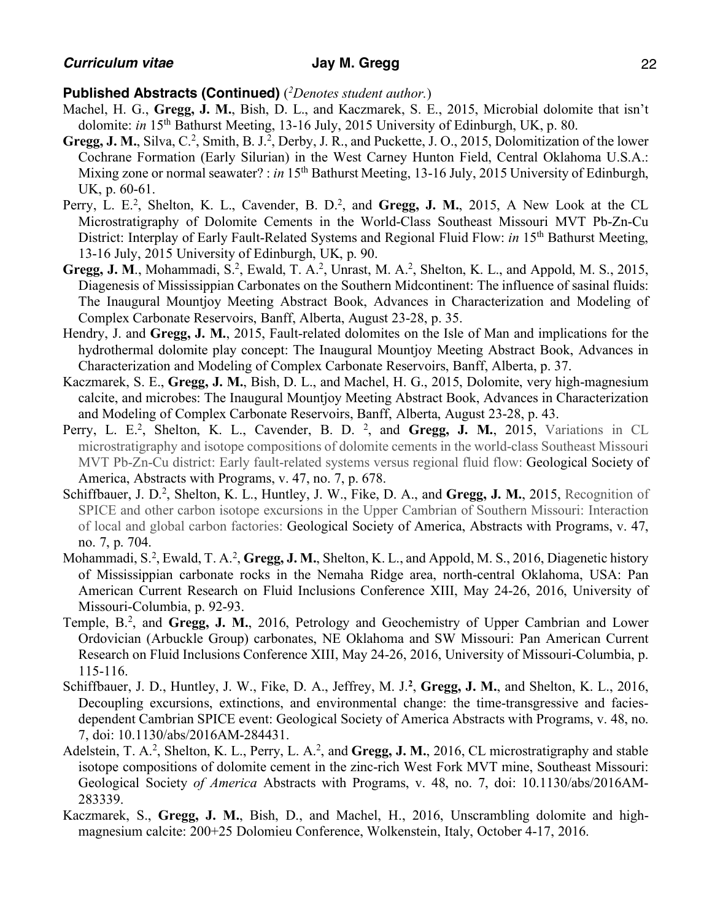**Published Abstracts (Continued)** (*[2]Denotes student author.*)

Machel, H. G., **Gregg, J. M.**, Bish, D. L., and Kaczmarek, S. E., 2015, Microbial dolomite that isn't dolomite: *in* 15th Bathurst Meeting, 13-16 July, 2015 University of Edinburgh, UK, p. 80.

**Gregg, J. M.**, Silva, C.[2], Smith, B. J.[2], Derby, J. R., and Puckette, J. O., 2015, Dolomitization of the lower Cochrane Formation (Early Silurian) in the West Carney Hunton Field, Central Oklahoma U.S.A.: Mixing zone or normal seawater? : *in* 15th Bathurst Meeting, 13-16 July, 2015 University of Edinburgh, UK, p. 60-61.

Perry, L. E.[2], Shelton, K. L., Cavender, B. D.[2], and **Gregg, J. M.**, 2015, A New Look at the CL Microstratigraphy of Dolomite Cements in the World-Class Southeast Missouri MVT Pb-Zn-Cu District: Interplay of Early Fault-Related Systems and Regional Fluid Flow: *in* 15th Bathurst Meeting, 13-16 July, 2015 University of Edinburgh, UK, p. 90.

**Gregg, J. M**., Mohammadi, S.[2], Ewald, T. A.[2], Unrast, M. A.[2], Shelton, K. L., and Appold, M. S., 2015, Diagenesis of Mississippian Carbonates on the Southern Midcontinent: The influence of sasinal fluids: The Inaugural Mountjoy Meeting Abstract Book, Advances in Characterization and Modeling of Complex Carbonate Reservoirs, Banff, Alberta, August 23-28, p. 35.

Hendry, J. and **Gregg, J. M.**, 2015, Fault-related dolomites on the Isle of Man and implications for the hydrothermal dolomite play concept: The Inaugural Mountjoy Meeting Abstract Book, Advances in Characterization and Modeling of Complex Carbonate Reservoirs, Banff, Alberta, p. 37.

Kaczmarek, S. E., **Gregg, J. M.**, Bish, D. L., and Machel, H. G., 2015, Dolomite, very high-magnesium calcite, and microbes: The Inaugural Mountjoy Meeting Abstract Book, Advances in Characterization and Modeling of Complex Carbonate Reservoirs, Banff, Alberta, August 23-28, p. 43.

Perry, L. E.[2], Shelton, K. L., Cavender, B. D. [2], and **Gregg, J. M.**, 2015, Variations in CL microstratigraphy and isotope compositions of dolomite cements in the world-class Southeast Missouri MVT Pb-Zn-Cu district: Early fault-related systems versus regional fluid flow: Geological Society of America, Abstracts with Programs, v. 47, no. 7, p. 678.

Schiffbauer, J. D.[2], Shelton, K. L., Huntley, J. W., Fike, D. A., and **Gregg, J. M.**, 2015, Recognition of SPICE and other carbon isotope excursions in the Upper Cambrian of Southern Missouri: Interaction of local and global carbon factories: Geological Society of America, Abstracts with Programs, v. 47, no. 7, p. 704.

Mohammadi, S.[2], Ewald, T. A.[2], **Gregg, J. M.**, Shelton, K. L., and Appold, M. S., 2016, Diagenetic history of Mississippian carbonate rocks in the Nemaha Ridge area, north-central Oklahoma, USA: Pan American Current Research on Fluid Inclusions Conference XIII, May 24-26, 2016, University of Missouri-Columbia, p. 92-93.

Temple, B.[2], and **Gregg, J. M.**, 2016, Petrology and Geochemistry of Upper Cambrian and Lower Ordovician (Arbuckle Group) carbonates, NE Oklahoma and SW Missouri: Pan American Current Research on Fluid Inclusions Conference XIII, May 24-26, 2016, University of Missouri-Columbia, p. 115-116.

Schiffbauer, J. D., Huntley, J. W., Fike, D. A., Jeffrey, M. J.[2], **Gregg, J. M.**, and Shelton, K. L., 2016, Decoupling excursions, extinctions, and environmental change: the time-transgressive and facies-dependent Cambrian SPICE event: Geological Society of America Abstracts with Programs, v. 48, no. 7, doi: 10.1130/abs/2016AM-284431.

Adelstein, T. A.[2], Shelton, K. L., Perry, L. A.[2], and **Gregg, J. M.**, 2016, CL microstratigraphy and stable isotope compositions of dolomite cement in the zinc-rich West Fork MVT mine, Southeast Missouri: Geological Society *of America* Abstracts with Programs, v. 48, no. 7, doi: 10.1130/abs/2016AM-283339.

Kaczmarek, S., **Gregg, J. M.**, Bish, D., and Machel, H., 2016, Unscrambling dolomite and high-magnesium calcite: 200+25 Dolomieu Conference, Wolkenstein, Italy, October 4-17, 2016.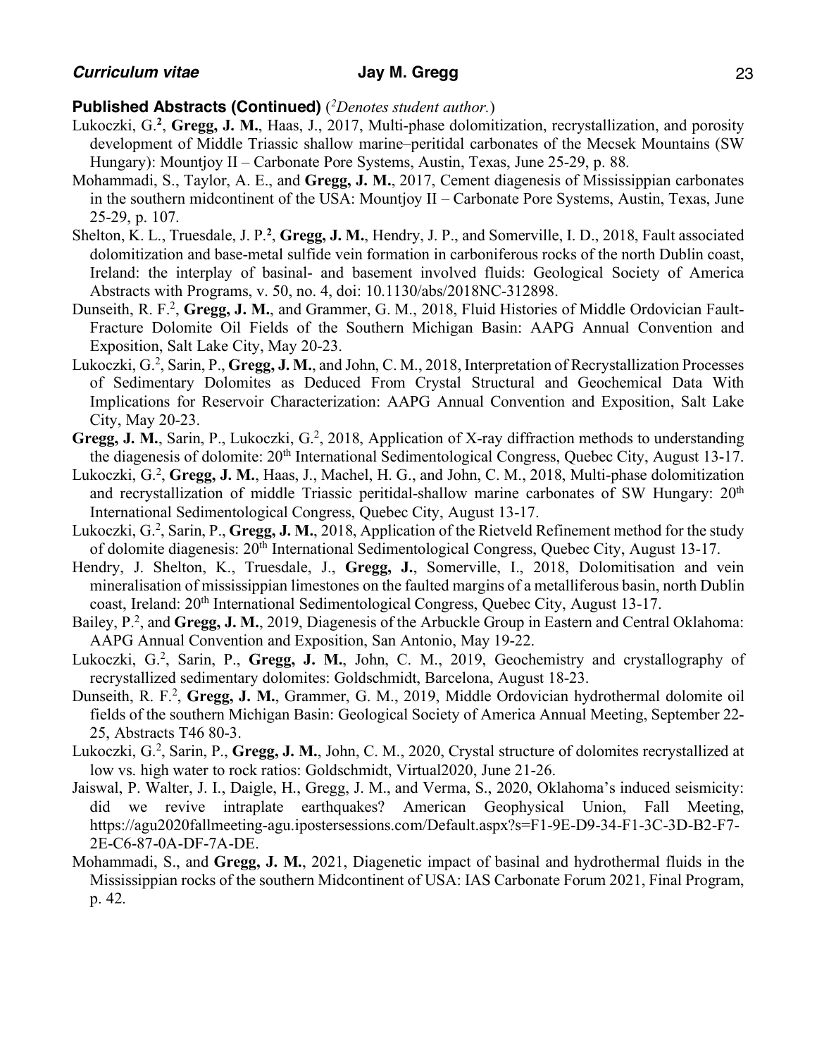**Published Abstracts (Continued)** (*[2]Denotes student author.*)

Lukoczki, G.[2], **Gregg, J. M.**, Haas, J., 2017, Multi-phase dolomitization, recrystallization, and porosity development of Middle Triassic shallow marine–peritidal carbonates of the Mecsek Mountains (SW Hungary): Mountjoy II – Carbonate Pore Systems, Austin, Texas, June 25-29, p. 88.

Mohammadi, S., Taylor, A. E., and **Gregg, J. M.**, 2017, Cement diagenesis of Mississippian carbonates in the southern midcontinent of the USA: Mountjoy II – Carbonate Pore Systems, Austin, Texas, June 25-29, p. 107.

Shelton, K. L., Truesdale, J. P.[2], **Gregg, J. M.**, Hendry, J. P., and Somerville, I. D., 2018, Fault associated dolomitization and base-metal sulfide vein formation in carboniferous rocks of the north Dublin coast, Ireland: the interplay of basinal- and basement involved fluids: Geological Society of America Abstracts with Programs, v. 50, no. 4, doi: 10.1130/abs/2018NC-312898.

Dunseith, R. F.[2], **Gregg, J. M.**, and Grammer, G. M., 2018, Fluid Histories of Middle Ordovician Fault-Fracture Dolomite Oil Fields of the Southern Michigan Basin: AAPG Annual Convention and Exposition, Salt Lake City, May 20-23.

Lukoczki, G.[2], Sarin, P., **Gregg, J. M.**, and John, C. M., 2018, Interpretation of Recrystallization Processes of Sedimentary Dolomites as Deduced From Crystal Structural and Geochemical Data With Implications for Reservoir Characterization: AAPG Annual Convention and Exposition, Salt Lake City, May 20-23.

**Gregg, J. M.**, Sarin, P., Lukoczki, G.[2], 2018, Application of X-ray diffraction methods to understanding the diagenesis of dolomite: 20th International Sedimentological Congress, Quebec City, August 13-17.

Lukoczki, G.[2], **Gregg, J. M.**, Haas, J., Machel, H. G., and John, C. M., 2018, Multi-phase dolomitization and recrystallization of middle Triassic peritidal-shallow marine carbonates of SW Hungary: 20th International Sedimentological Congress, Quebec City, August 13-17.

Lukoczki, G.[2], Sarin, P., **Gregg, J. M.**, 2018, Application of the Rietveld Refinement method for the study of dolomite diagenesis: 20th International Sedimentological Congress, Quebec City, August 13-17.

Hendry, J. Shelton, K., Truesdale, J., **Gregg, J.**, Somerville, I., 2018, Dolomitisation and vein mineralisation of mississippian limestones on the faulted margins of a metalliferous basin, north Dublin coast, Ireland: 20th International Sedimentological Congress, Quebec City, August 13-17.

Bailey, P.[2], and **Gregg, J. M.**, 2019, Diagenesis of the Arbuckle Group in Eastern and Central Oklahoma: AAPG Annual Convention and Exposition, San Antonio, May 19-22.

Lukoczki, G.[2], Sarin, P., **Gregg, J. M.**, John, C. M., 2019, Geochemistry and crystallography of recrystallized sedimentary dolomites: Goldschmidt, Barcelona, August 18-23.

Dunseith, R. F.[2], **Gregg, J. M.**, Grammer, G. M., 2019, Middle Ordovician hydrothermal dolomite oil fields of the southern Michigan Basin: Geological Society of America Annual Meeting, September 22-25, Abstracts T46 80-3.

Lukoczki, G.[2], Sarin, P., **Gregg, J. M.**, John, C. M., 2020, Crystal structure of dolomites recrystallized at low vs. high water to rock ratios: Goldschmidt, Virtual2020, June 21-26.

Jaiswal, P. Walter, J. I., Daigle, H., Gregg, J. M., and Verma, S., 2020, Oklahoma's induced seismicity: did we revive intraplate earthquakes? American Geophysical Union, Fall Meeting, https://agu2020fallmeeting-agu.ipostersessions.com/Default.aspx?s=F1-9E-D9-34-F1-3C-3D-B2-F7-2E-C6-87-0A-DF-7A-DE.

Mohammadi, S., and **Gregg, J. M.**, 2021, Diagenetic impact of basinal and hydrothermal fluids in the Mississippian rocks of the southern Midcontinent of USA: IAS Carbonate Forum 2021, Final Program, p. 42.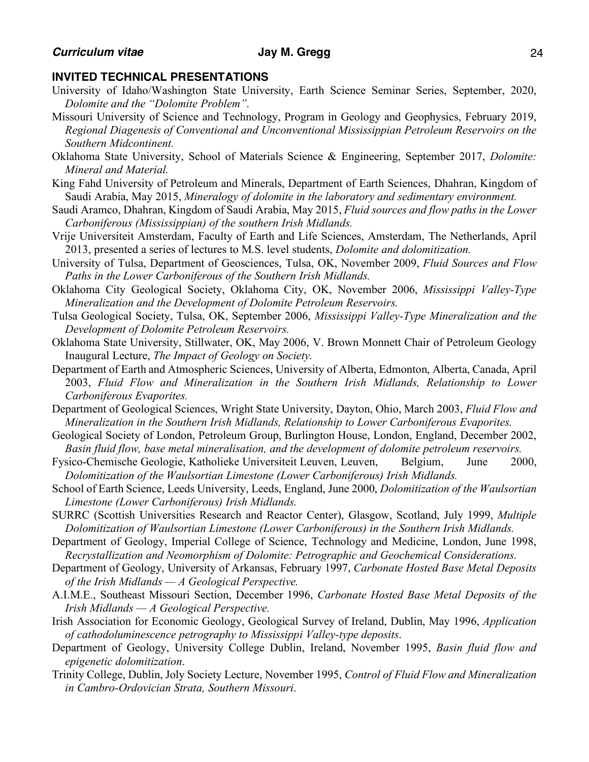## INVITED TECHNICAL PRESENTATIONS

University of Idaho/Washington State University, Earth Science Seminar Series, September, 2020, *Dolomite and the "Dolomite Problem"*.

Missouri University of Science and Technology, Program in Geology and Geophysics, February 2019, *Regional Diagenesis of Conventional and Unconventional Mississippian Petroleum Reservoirs on the Southern Midcontinent.*

Oklahoma State University, School of Materials Science & Engineering, September 2017, *Dolomite: Mineral and Material.*

King Fahd University of Petroleum and Minerals, Department of Earth Sciences, Dhahran, Kingdom of Saudi Arabia, May 2015, *Mineralogy of dolomite in the laboratory and sedimentary environment.*

Saudi Aramco, Dhahran, Kingdom of Saudi Arabia, May 2015, *Fluid sources and flow paths in the Lower Carboniferous (Mississippian) of the southern Irish Midlands.*

Vrije Universiteit Amsterdam, Faculty of Earth and Life Sciences, Amsterdam, The Netherlands, April 2013, presented a series of lectures to M.S. level students, *Dolomite and dolomitization.*

University of Tulsa, Department of Geosciences, Tulsa, OK, November 2009, *Fluid Sources and Flow Paths in the Lower Carboniferous of the Southern Irish Midlands.*

Oklahoma City Geological Society, Oklahoma City, OK, November 2006, *Mississippi Valley-Type Mineralization and the Development of Dolomite Petroleum Reservoirs.*

Tulsa Geological Society, Tulsa, OK, September 2006, *Mississippi Valley-Type Mineralization and the Development of Dolomite Petroleum Reservoirs.*

Oklahoma State University, Stillwater, OK, May 2006, V. Brown Monnett Chair of Petroleum Geology Inaugural Lecture, *The Impact of Geology on Society.*

Department of Earth and Atmospheric Sciences, University of Alberta, Edmonton, Alberta, Canada, April 2003, *Fluid Flow and Mineralization in the Southern Irish Midlands, Relationship to Lower Carboniferous Evaporites.*

Department of Geological Sciences, Wright State University, Dayton, Ohio, March 2003, *Fluid Flow and Mineralization in the Southern Irish Midlands, Relationship to Lower Carboniferous Evaporites.*

Geological Society of London, Petroleum Group, Burlington House, London, England, December 2002, *Basin fluid flow, base metal mineralisation, and the development of dolomite petroleum reservoirs.*

Fysico-Chemische Geologie, Katholieke Universiteit Leuven, Leuven, Belgium, June 2000, *Dolomitization of the Waulsortian Limestone (Lower Carboniferous) Irish Midlands.*

School of Earth Science, Leeds University, Leeds, England, June 2000, *Dolomitization of the Waulsortian Limestone (Lower Carboniferous) Irish Midlands.*

SURRC (Scottish Universities Research and Reactor Center), Glasgow, Scotland, July 1999, *Multiple Dolomitization of Waulsortian Limestone (Lower Carboniferous) in the Southern Irish Midlands.*

Department of Geology, Imperial College of Science, Technology and Medicine, London, June 1998, *Recrystallization and Neomorphism of Dolomite: Petrographic and Geochemical Considerations.*

Department of Geology, University of Arkansas, February 1997, *Carbonate Hosted Base Metal Deposits of the Irish Midlands — A Geological Perspective.*

A.I.M.E., Southeast Missouri Section, December 1996, *Carbonate Hosted Base Metal Deposits of the Irish Midlands — A Geological Perspective.*

Irish Association for Economic Geology, Geological Survey of Ireland, Dublin, May 1996, *Application of cathodoluminescence petrography to Mississippi Valley-type deposits*.

Department of Geology, University College Dublin, Ireland, November 1995, *Basin fluid flow and epigenetic dolomitization*.

Trinity College, Dublin, Joly Society Lecture, November 1995, *Control of Fluid Flow and Mineralization in Cambro-Ordovician Strata, Southern Missouri*.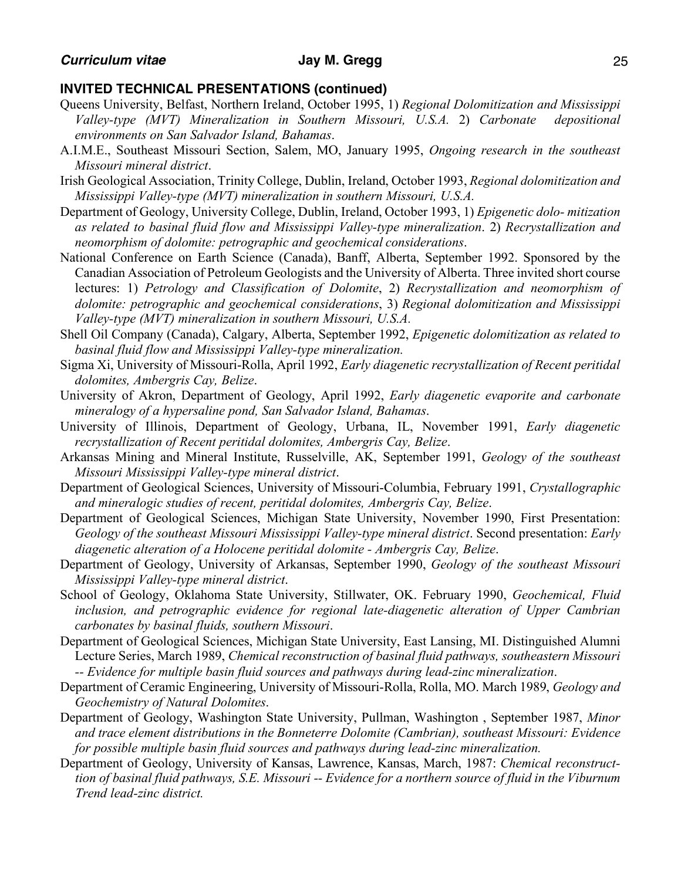## INVITED TECHNICAL PRESENTATIONS (continued)

Queens University, Belfast, Northern Ireland, October 1995, 1) *Regional Dolomitization and Mississippi Valley-type (MVT) Mineralization in Southern Missouri, U.S.A.* 2) *Carbonate depositional environments on San Salvador Island, Bahamas*.

A.I.M.E., Southeast Missouri Section, Salem, MO, January 1995, *Ongoing research in the southeast Missouri mineral district*.

Irish Geological Association, Trinity College, Dublin, Ireland, October 1993, *Regional dolomitization and Mississippi Valley-type (MVT) mineralization in southern Missouri, U.S.A.*

Department of Geology, University College, Dublin, Ireland, October 1993, 1) *Epigenetic dolo- mitization as related to basinal fluid flow and Mississippi Valley-type mineralization*. 2) *Recrystallization and neomorphism of dolomite: petrographic and geochemical considerations*.

National Conference on Earth Science (Canada), Banff, Alberta, September 1992. Sponsored by the Canadian Association of Petroleum Geologists and the University of Alberta. Three invited short course lectures: 1) *Petrology and Classification of Dolomite*, 2) *Recrystallization and neomorphism of dolomite: petrographic and geochemical considerations*, 3) *Regional dolomitization and Mississippi Valley-type (MVT) mineralization in southern Missouri, U.S.A.*

Shell Oil Company (Canada), Calgary, Alberta, September 1992, *Epigenetic dolomitization as related to basinal fluid flow and Mississippi Valley-type mineralization.*

Sigma Xi, University of Missouri-Rolla, April 1992, *Early diagenetic recrystallization of Recent peritidal dolomites, Ambergris Cay, Belize*.

University of Akron, Department of Geology, April 1992, *Early diagenetic evaporite and carbonate mineralogy of a hypersaline pond, San Salvador Island, Bahamas*.

University of Illinois, Department of Geology, Urbana, IL, November 1991, *Early diagenetic recrystallization of Recent peritidal dolomites, Ambergris Cay, Belize*.

Arkansas Mining and Mineral Institute, Russelville, AK, September 1991, *Geology of the southeast Missouri Mississippi Valley-type mineral district*.

Department of Geological Sciences, University of Missouri-Columbia, February 1991, *Crystallographic and mineralogic studies of recent, peritidal dolomites, Ambergris Cay, Belize*.

Department of Geological Sciences, Michigan State University, November 1990, First Presentation: *Geology of the southeast Missouri Mississippi Valley-type mineral district*. Second presentation: *Early diagenetic alteration of a Holocene peritidal dolomite - Ambergris Cay, Belize*.

Department of Geology, University of Arkansas, September 1990, *Geology of the southeast Missouri Mississippi Valley-type mineral district*.

School of Geology, Oklahoma State University, Stillwater, OK. February 1990, *Geochemical, Fluid inclusion, and petrographic evidence for regional late-diagenetic alteration of Upper Cambrian carbonates by basinal fluids, southern Missouri*.

Department of Geological Sciences, Michigan State University, East Lansing, MI. Distinguished Alumni Lecture Series, March 1989, *Chemical reconstruction of basinal fluid pathways, southeastern Missouri -- Evidence for multiple basin fluid sources and pathways during lead-zinc mineralization*.

Department of Ceramic Engineering, University of Missouri-Rolla, Rolla, MO. March 1989, *Geology and Geochemistry of Natural Dolomites*.

Department of Geology, Washington State University, Pullman, Washington , September 1987, *Minor and trace element distributions in the Bonneterre Dolomite (Cambrian), southeast Missouri: Evidence for possible multiple basin fluid sources and pathways during lead-zinc mineralization.*

Department of Geology, University of Kansas, Lawrence, Kansas, March, 1987: *Chemical reconstruct-tion of basinal fluid pathways, S.E. Missouri -- Evidence for a northern source of fluid in the Viburnum Trend lead-zinc district.*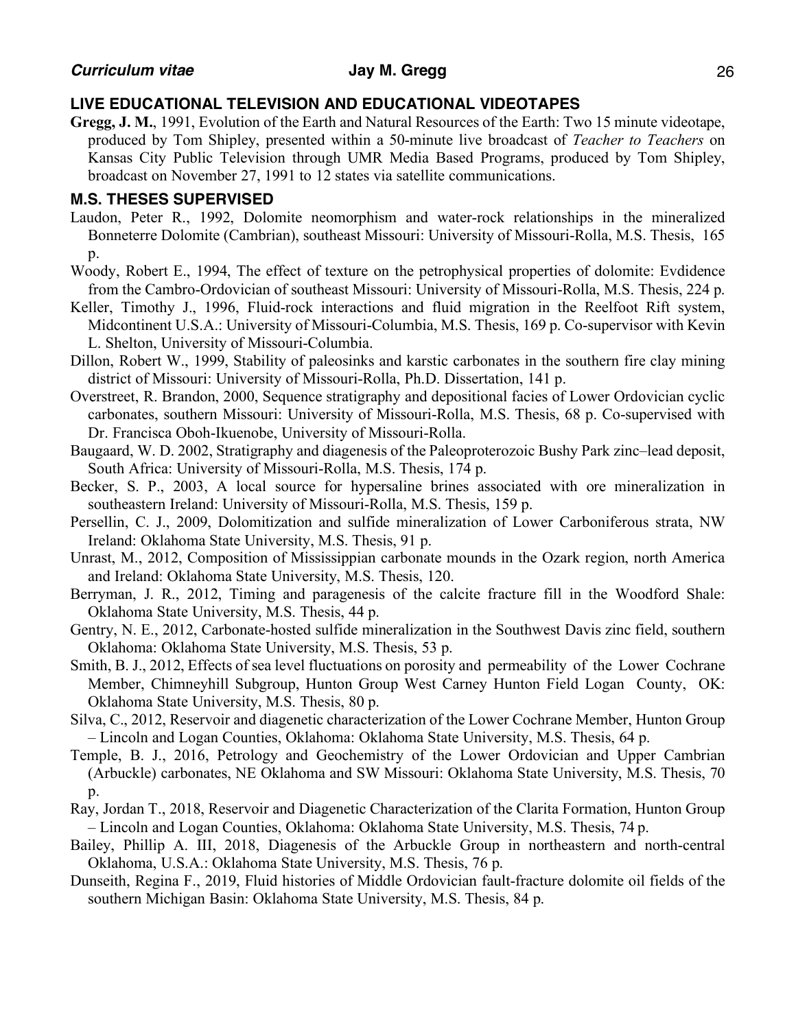## LIVE EDUCATIONAL TELEVISION AND EDUCATIONAL VIDEOTAPES

**Gregg, J. M.**, 1991, Evolution of the Earth and Natural Resources of the Earth: Two 15 minute videotape, produced by Tom Shipley, presented within a 50-minute live broadcast of *Teacher to Teachers* on Kansas City Public Television through UMR Media Based Programs, produced by Tom Shipley, broadcast on November 27, 1991 to 12 states via satellite communications.

## M.S. THESES SUPERVISED

Laudon, Peter R., 1992, Dolomite neomorphism and water-rock relationships in the mineralized Bonneterre Dolomite (Cambrian), southeast Missouri: University of Missouri-Rolla, M.S. Thesis, 165 p.

Woody, Robert E., 1994, The effect of texture on the petrophysical properties of dolomite: Evdidence from the Cambro-Ordovician of southeast Missouri: University of Missouri-Rolla, M.S. Thesis, 224 p.

Keller, Timothy J., 1996, Fluid-rock interactions and fluid migration in the Reelfoot Rift system, Midcontinent U.S.A.: University of Missouri-Columbia, M.S. Thesis, 169 p. Co-supervisor with Kevin L. Shelton, University of Missouri-Columbia.

Dillon, Robert W., 1999, Stability of paleosinks and karstic carbonates in the southern fire clay mining district of Missouri: University of Missouri-Rolla, Ph.D. Dissertation, 141 p.

Overstreet, R. Brandon, 2000, Sequence stratigraphy and depositional facies of Lower Ordovician cyclic carbonates, southern Missouri: University of Missouri-Rolla, M.S. Thesis, 68 p. Co-supervised with Dr. Francisca Oboh-Ikuenobe, University of Missouri-Rolla.

Baugaard, W. D. 2002, Stratigraphy and diagenesis of the Paleoproterozoic Bushy Park zinc–lead deposit, South Africa: University of Missouri-Rolla, M.S. Thesis, 174 p.

Becker, S. P., 2003, A local source for hypersaline brines associated with ore mineralization in southeastern Ireland: University of Missouri-Rolla, M.S. Thesis, 159 p.

Persellin, C. J., 2009, Dolomitization and sulfide mineralization of Lower Carboniferous strata, NW Ireland: Oklahoma State University, M.S. Thesis, 91 p.

Unrast, M., 2012, Composition of Mississippian carbonate mounds in the Ozark region, north America and Ireland: Oklahoma State University, M.S. Thesis, 120.

Berryman, J. R., 2012, Timing and paragenesis of the calcite fracture fill in the Woodford Shale: Oklahoma State University, M.S. Thesis, 44 p.

Gentry, N. E., 2012, Carbonate-hosted sulfide mineralization in the Southwest Davis zinc field, southern Oklahoma: Oklahoma State University, M.S. Thesis, 53 p.

Smith, B. J., 2012, Effects of sea level fluctuations on porosity and permeability of the Lower Cochrane Member, Chimneyhill Subgroup, Hunton Group West Carney Hunton Field Logan County, OK: Oklahoma State University, M.S. Thesis, 80 p.

Silva, C., 2012, Reservoir and diagenetic characterization of the Lower Cochrane Member, Hunton Group – Lincoln and Logan Counties, Oklahoma: Oklahoma State University, M.S. Thesis, 64 p.

Temple, B. J., 2016, Petrology and Geochemistry of the Lower Ordovician and Upper Cambrian (Arbuckle) carbonates, NE Oklahoma and SW Missouri: Oklahoma State University, M.S. Thesis, 70 p.

Ray, Jordan T., 2018, Reservoir and Diagenetic Characterization of the Clarita Formation, Hunton Group – Lincoln and Logan Counties, Oklahoma: Oklahoma State University, M.S. Thesis, 74 p.

Bailey, Phillip A. III, 2018, Diagenesis of the Arbuckle Group in northeastern and north-central Oklahoma, U.S.A.: Oklahoma State University, M.S. Thesis, 76 p.

Dunseith, Regina F., 2019, Fluid histories of Middle Ordovician fault-fracture dolomite oil fields of the southern Michigan Basin: Oklahoma State University, M.S. Thesis, 84 p.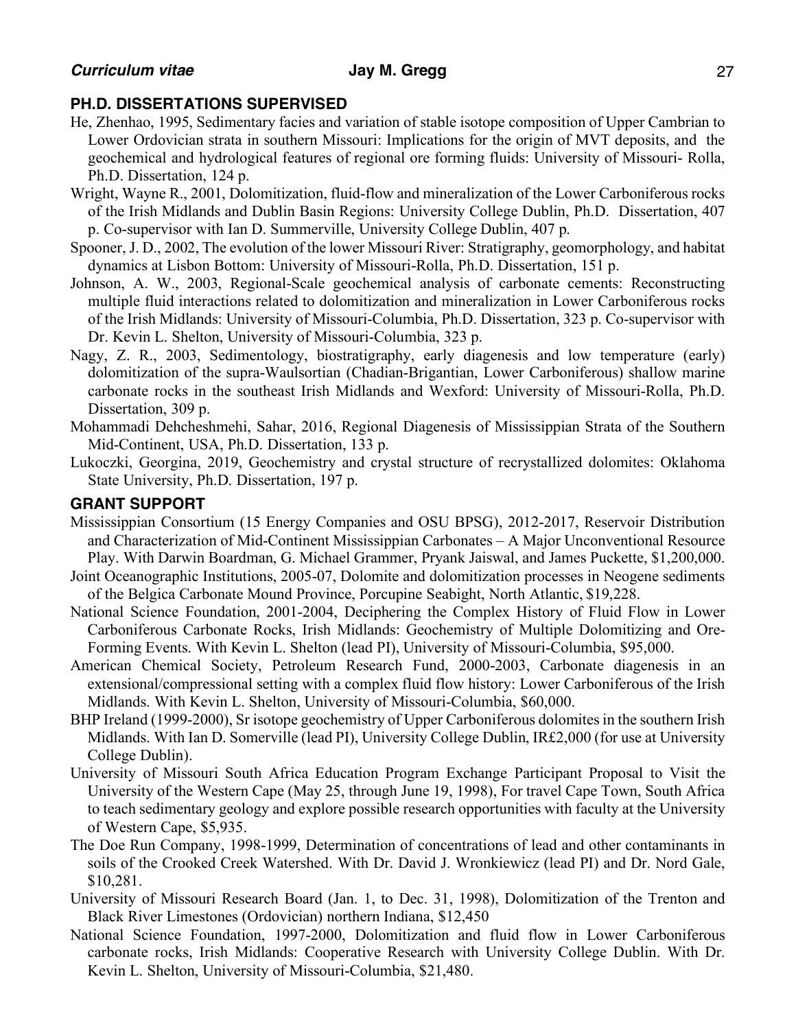## PH.D. DISSERTATIONS SUPERVISED

He, Zhenhao, 1995, Sedimentary facies and variation of stable isotope composition of Upper Cambrian to Lower Ordovician strata in southern Missouri: Implications for the origin of MVT deposits, and the geochemical and hydrological features of regional ore forming fluids: University of Missouri- Rolla, Ph.D. Dissertation, 124 p.

Wright, Wayne R., 2001, Dolomitization, fluid-flow and mineralization of the Lower Carboniferous rocks of the Irish Midlands and Dublin Basin Regions: University College Dublin, Ph.D. Dissertation, 407 p. Co-supervisor with Ian D. Summerville, University College Dublin, 407 p.

Spooner, J. D., 2002, The evolution of the lower Missouri River: Stratigraphy, geomorphology, and habitat dynamics at Lisbon Bottom: University of Missouri-Rolla, Ph.D. Dissertation, 151 p.

Johnson, A. W., 2003, Regional-Scale geochemical analysis of carbonate cements: Reconstructing multiple fluid interactions related to dolomitization and mineralization in Lower Carboniferous rocks of the Irish Midlands: University of Missouri-Columbia, Ph.D. Dissertation, 323 p. Co-supervisor with Dr. Kevin L. Shelton, University of Missouri-Columbia, 323 p.

Nagy, Z. R., 2003, Sedimentology, biostratigraphy, early diagenesis and low temperature (early) dolomitization of the supra-Waulsortian (Chadian-Brigantian, Lower Carboniferous) shallow marine carbonate rocks in the southeast Irish Midlands and Wexford: University of Missouri-Rolla, Ph.D. Dissertation, 309 p.

Mohammadi Dehcheshmehi, Sahar, 2016, Regional Diagenesis of Mississippian Strata of the Southern Mid-Continent, USA, Ph.D. Dissertation, 133 p.

Lukoczki, Georgina, 2019, Geochemistry and crystal structure of recrystallized dolomites: Oklahoma State University, Ph.D. Dissertation, 197 p.

## GRANT SUPPORT

Mississippian Consortium (15 Energy Companies and OSU BPSG), 2012-2017, Reservoir Distribution and Characterization of Mid-Continent Mississippian Carbonates – A Major Unconventional Resource Play. With Darwin Boardman, G. Michael Grammer, Pryank Jaiswal, and James Puckette, $1,200,000.

Joint Oceanographic Institutions, 2005-07, Dolomite and dolomitization processes in Neogene sediments of the Belgica Carbonate Mound Province, Porcupine Seabight, North Atlantic, $19,228.

National Science Foundation, 2001-2004, Deciphering the Complex History of Fluid Flow in Lower Carboniferous Carbonate Rocks, Irish Midlands: Geochemistry of Multiple Dolomitizing and Ore-Forming Events. With Kevin L. Shelton (lead PI), University of Missouri-Columbia, $95,000.

American Chemical Society, Petroleum Research Fund, 2000-2003, Carbonate diagenesis in an extensional/compressional setting with a complex fluid flow history: Lower Carboniferous of the Irish Midlands. With Kevin L. Shelton, University of Missouri-Columbia, $60,000.

BHP Ireland (1999-2000), Sr isotope geochemistry of Upper Carboniferous dolomites in the southern Irish Midlands. With Ian D. Somerville (lead PI), University College Dublin, IR£2,000 (for use at University College Dublin).

University of Missouri South Africa Education Program Exchange Participant Proposal to Visit the University of the Western Cape (May 25, through June 19, 1998), For travel Cape Town, South Africa to teach sedimentary geology and explore possible research opportunities with faculty at the University of Western Cape, $5,935.

The Doe Run Company, 1998-1999, Determination of concentrations of lead and other contaminants in soils of the Crooked Creek Watershed. With Dr. David J. Wronkiewicz (lead PI) and Dr. Nord Gale, $10,281.

University of Missouri Research Board (Jan. 1, to Dec. 31, 1998), Dolomitization of the Trenton and Black River Limestones (Ordovician) northern Indiana, $12,450

National Science Foundation, 1997-2000, Dolomitization and fluid flow in Lower Carboniferous carbonate rocks, Irish Midlands: Cooperative Research with University College Dublin. With Dr. Kevin L. Shelton, University of Missouri-Columbia, $21,480.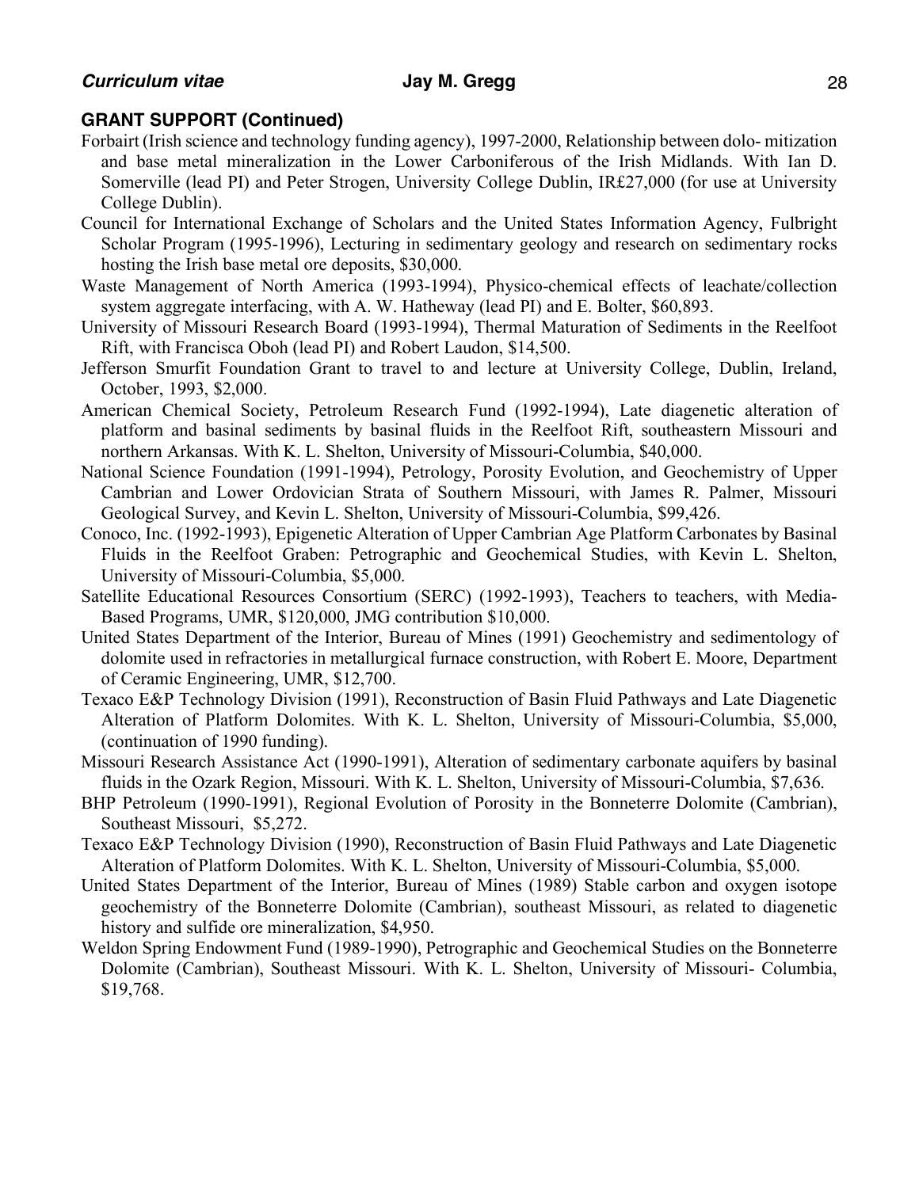## GRANT SUPPORT (Continued)

Forbairt (Irish science and technology funding agency), 1997-2000, Relationship between dolo- mitization and base metal mineralization in the Lower Carboniferous of the Irish Midlands. With Ian D. Somerville (lead PI) and Peter Strogen, University College Dublin, IR£27,000 (for use at University College Dublin).

Council for International Exchange of Scholars and the United States Information Agency, Fulbright Scholar Program (1995-1996), Lecturing in sedimentary geology and research on sedimentary rocks hosting the Irish base metal ore deposits, $30,000.

Waste Management of North America (1993-1994), Physico-chemical effects of leachate/collection system aggregate interfacing, with A. W. Hatheway (lead PI) and E. Bolter, $60,893.

University of Missouri Research Board (1993-1994), Thermal Maturation of Sediments in the Reelfoot Rift, with Francisca Oboh (lead PI) and Robert Laudon, $14,500.

Jefferson Smurfit Foundation Grant to travel to and lecture at University College, Dublin, Ireland, October, 1993, $2,000.

American Chemical Society, Petroleum Research Fund (1992-1994), Late diagenetic alteration of platform and basinal sediments by basinal fluids in the Reelfoot Rift, southeastern Missouri and northern Arkansas. With K. L. Shelton, University of Missouri-Columbia, $40,000.

National Science Foundation (1991-1994), Petrology, Porosity Evolution, and Geochemistry of Upper Cambrian and Lower Ordovician Strata of Southern Missouri, with James R. Palmer, Missouri Geological Survey, and Kevin L. Shelton, University of Missouri-Columbia, $99,426.

Conoco, Inc. (1992-1993), Epigenetic Alteration of Upper Cambrian Age Platform Carbonates by Basinal Fluids in the Reelfoot Graben: Petrographic and Geochemical Studies, with Kevin L. Shelton, University of Missouri-Columbia, $5,000.

Satellite Educational Resources Consortium (SERC) (1992-1993), Teachers to teachers, with Media-Based Programs, UMR, $120,000, JMG contribution $10,000.

United States Department of the Interior, Bureau of Mines (1991) Geochemistry and sedimentology of dolomite used in refractories in metallurgical furnace construction, with Robert E. Moore, Department of Ceramic Engineering, UMR, $12,700.

Texaco E&P Technology Division (1991), Reconstruction of Basin Fluid Pathways and Late Diagenetic Alteration of Platform Dolomites. With K. L. Shelton, University of Missouri-Columbia, $5,000, (continuation of 1990 funding).

Missouri Research Assistance Act (1990-1991), Alteration of sedimentary carbonate aquifers by basinal fluids in the Ozark Region, Missouri. With K. L. Shelton, University of Missouri-Columbia, $7,636.

BHP Petroleum (1990-1991), Regional Evolution of Porosity in the Bonneterre Dolomite (Cambrian), Southeast Missouri, $5,272.

Texaco E&P Technology Division (1990), Reconstruction of Basin Fluid Pathways and Late Diagenetic Alteration of Platform Dolomites. With K. L. Shelton, University of Missouri-Columbia, $5,000.

United States Department of the Interior, Bureau of Mines (1989) Stable carbon and oxygen isotope geochemistry of the Bonneterre Dolomite (Cambrian), southeast Missouri, as related to diagenetic history and sulfide ore mineralization, $4,950.

Weldon Spring Endowment Fund (1989-1990), Petrographic and Geochemical Studies on the Bonneterre Dolomite (Cambrian), Southeast Missouri. With K. L. Shelton, University of Missouri- Columbia, $19,768.